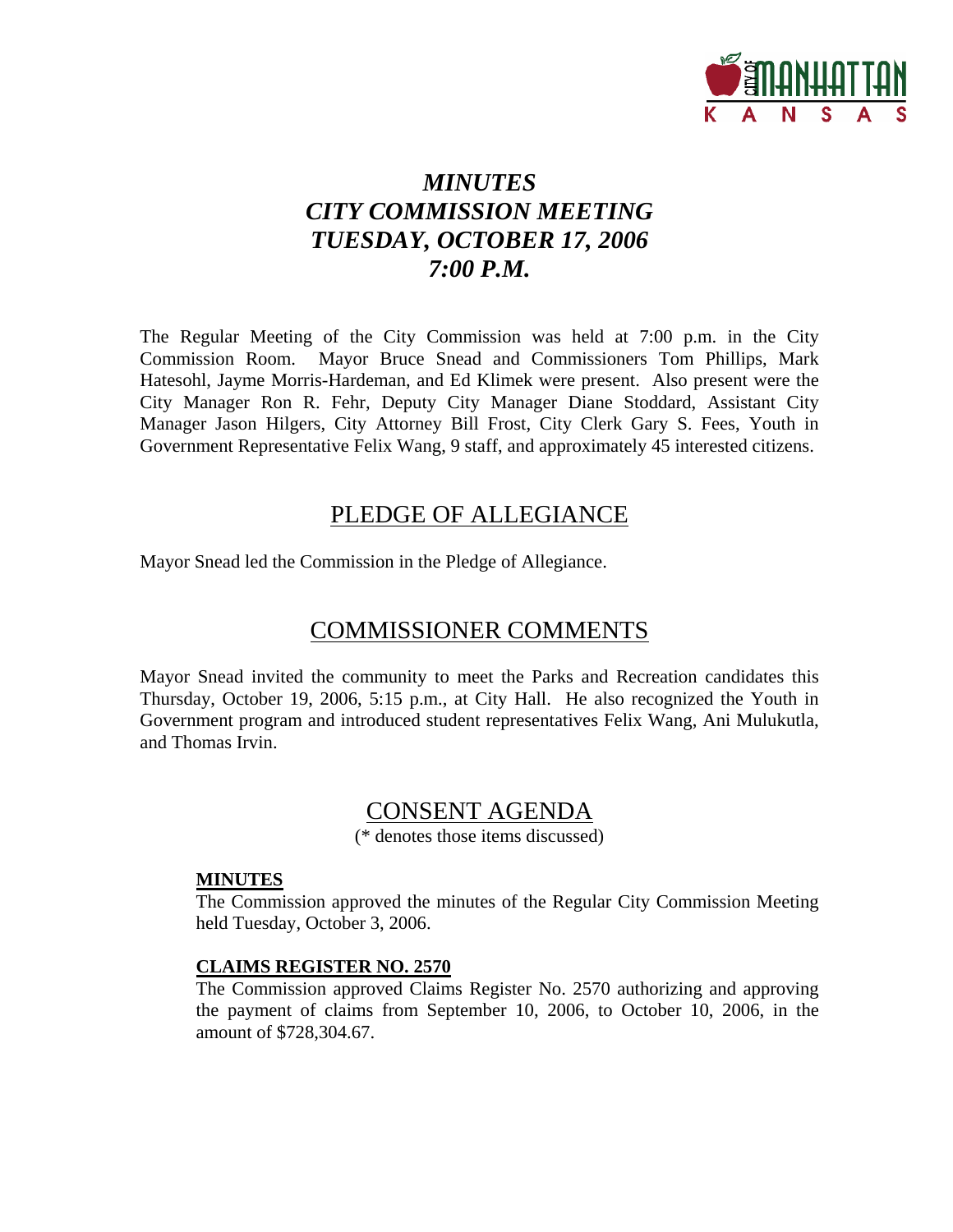# *MINUTES*
# *CITY COMMISSION MEETING*
# *TUESDAY, OCTOBER 17, 2006*
# *7:00 P.M.*

The Regular Meeting of the City Commission was held at 7:00 p.m. in the City Commission Room. Mayor Bruce Snead and Commissioners Tom Phillips, Mark Hatesohl, Jayme Morris-Hardeman, and Ed Klimek were present. Also present were the City Manager Ron R. Fehr, Deputy City Manager Diane Stoddard, Assistant City Manager Jason Hilgers, City Attorney Bill Frost, City Clerk Gary S. Fees, Youth in Government Representative Felix Wang, 9 staff, and approximately 45 interested citizens.

## PLEDGE OF ALLEGIANCE

Mayor Snead led the Commission in the Pledge of Allegiance.

## COMMISSIONER COMMENTS

Mayor Snead invited the community to meet the Parks and Recreation candidates this Thursday, October 19, 2006, 5:15 p.m., at City Hall. He also recognized the Youth in Government program and introduced student representatives Felix Wang, Ani Mulukutla, and Thomas Irvin.

## CONSENT AGENDA

(* denotes those items discussed)

### MINUTES

The Commission approved the minutes of the Regular City Commission Meeting held Tuesday, October 3, 2006.

### CLAIMS REGISTER NO. 2570

The Commission approved Claims Register No. 2570 authorizing and approving the payment of claims from September 10, 2006, to October 10, 2006, in the amount of $728,304.67.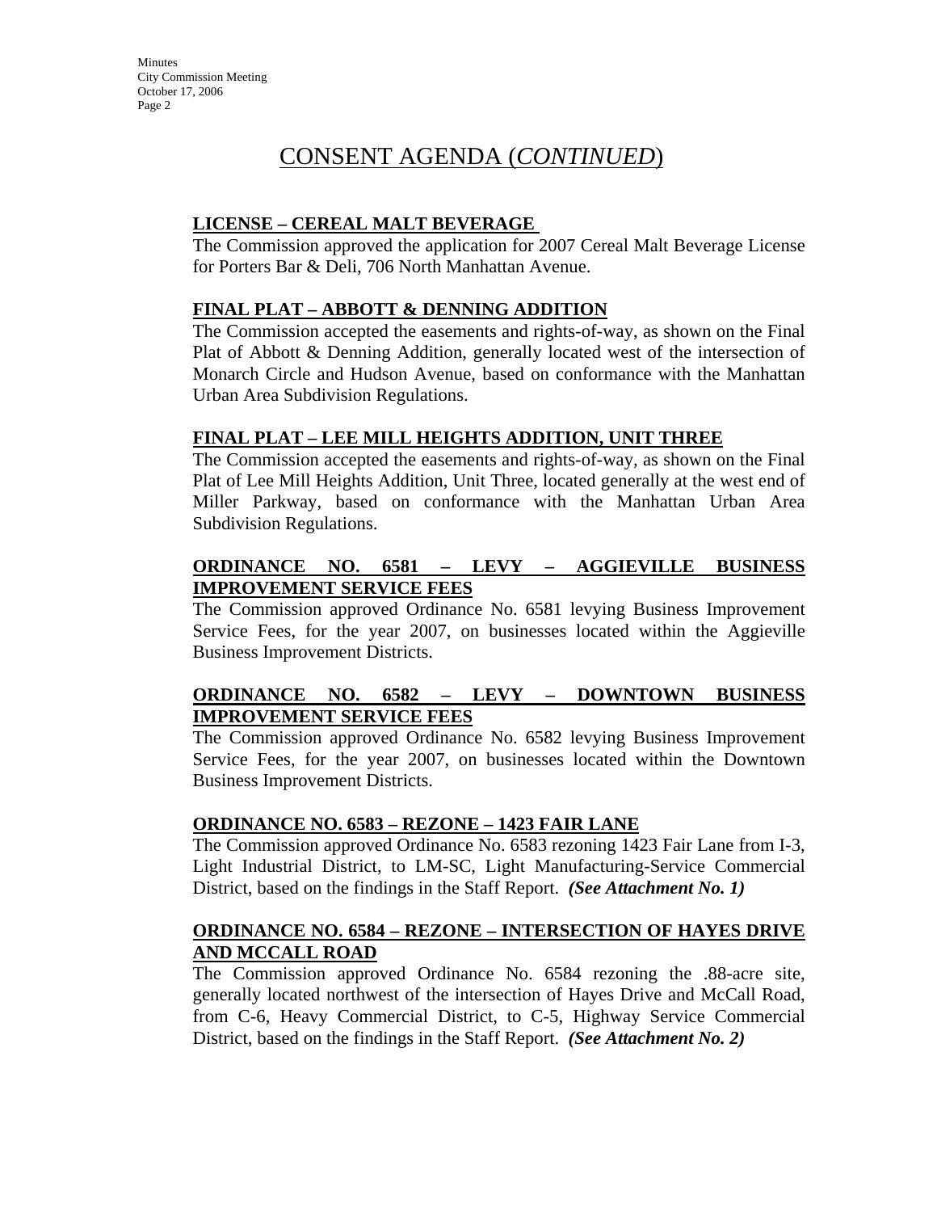# CONSENT AGENDA (*CONTINUED*)

**LICENSE – CEREAL MALT BEVERAGE**

The Commission approved the application for 2007 Cereal Malt Beverage License for Porters Bar & Deli, 706 North Manhattan Avenue.

**FINAL PLAT – ABBOTT & DENNING ADDITION**

The Commission accepted the easements and rights-of-way, as shown on the Final Plat of Abbott & Denning Addition, generally located west of the intersection of Monarch Circle and Hudson Avenue, based on conformance with the Manhattan Urban Area Subdivision Regulations.

**FINAL PLAT – LEE MILL HEIGHTS ADDITION, UNIT THREE**

The Commission accepted the easements and rights-of-way, as shown on the Final Plat of Lee Mill Heights Addition, Unit Three, located generally at the west end of Miller Parkway, based on conformance with the Manhattan Urban Area Subdivision Regulations.

**ORDINANCE NO. 6581 – LEVY – AGGIEVILLE BUSINESS IMPROVEMENT SERVICE FEES**

The Commission approved Ordinance No. 6581 levying Business Improvement Service Fees, for the year 2007, on businesses located within the Aggieville Business Improvement Districts.

**ORDINANCE NO. 6582 – LEVY – DOWNTOWN BUSINESS IMPROVEMENT SERVICE FEES**

The Commission approved Ordinance No. 6582 levying Business Improvement Service Fees, for the year 2007, on businesses located within the Downtown Business Improvement Districts.

**ORDINANCE NO. 6583 – REZONE – 1423 FAIR LANE**

The Commission approved Ordinance No. 6583 rezoning 1423 Fair Lane from I-3, Light Industrial District, to LM-SC, Light Manufacturing-Service Commercial District, based on the findings in the Staff Report. ***(See Attachment No. 1)***

**ORDINANCE NO. 6584 – REZONE – INTERSECTION OF HAYES DRIVE AND MCCALL ROAD**

The Commission approved Ordinance No. 6584 rezoning the .88-acre site, generally located northwest of the intersection of Hayes Drive and McCall Road, from C-6, Heavy Commercial District, to C-5, Highway Service Commercial District, based on the findings in the Staff Report. ***(See Attachment No. 2)***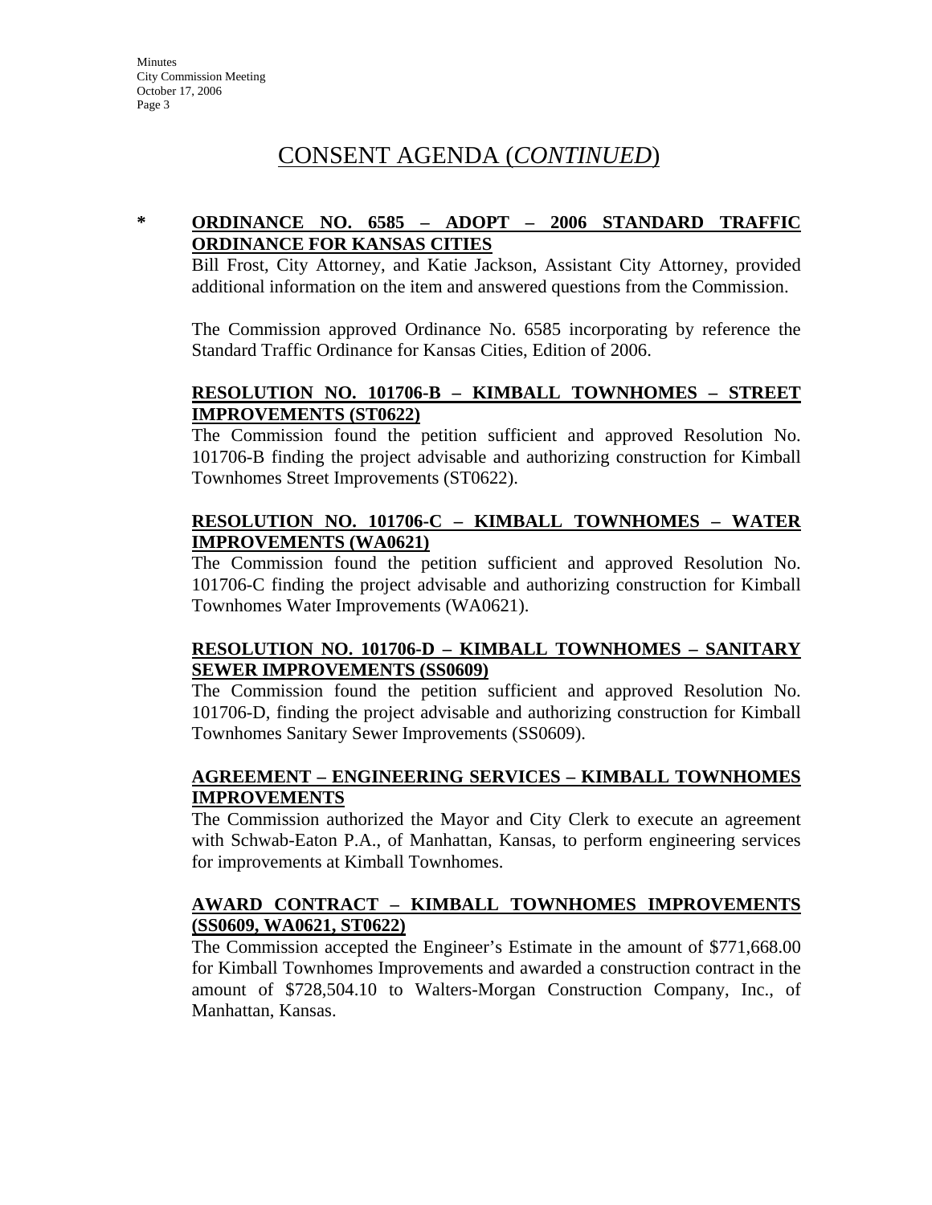# CONSENT AGENDA (*CONTINUED*)

\* **ORDINANCE NO. 6585 – ADOPT – 2006 STANDARD TRAFFIC ORDINANCE FOR KANSAS CITIES**

Bill Frost, City Attorney, and Katie Jackson, Assistant City Attorney, provided additional information on the item and answered questions from the Commission.

The Commission approved Ordinance No. 6585 incorporating by reference the Standard Traffic Ordinance for Kansas Cities, Edition of 2006.

**RESOLUTION NO. 101706-B – KIMBALL TOWNHOMES – STREET IMPROVEMENTS (ST0622)**

The Commission found the petition sufficient and approved Resolution No. 101706-B finding the project advisable and authorizing construction for Kimball Townhomes Street Improvements (ST0622).

**RESOLUTION NO. 101706-C – KIMBALL TOWNHOMES – WATER IMPROVEMENTS (WA0621)**

The Commission found the petition sufficient and approved Resolution No. 101706-C finding the project advisable and authorizing construction for Kimball Townhomes Water Improvements (WA0621).

**RESOLUTION NO. 101706-D – KIMBALL TOWNHOMES – SANITARY SEWER IMPROVEMENTS (SS0609)**

The Commission found the petition sufficient and approved Resolution No. 101706-D, finding the project advisable and authorizing construction for Kimball Townhomes Sanitary Sewer Improvements (SS0609).

**AGREEMENT – ENGINEERING SERVICES – KIMBALL TOWNHOMES IMPROVEMENTS**

The Commission authorized the Mayor and City Clerk to execute an agreement with Schwab-Eaton P.A., of Manhattan, Kansas, to perform engineering services for improvements at Kimball Townhomes.

**AWARD CONTRACT – KIMBALL TOWNHOMES IMPROVEMENTS (SS0609, WA0621, ST0622)**

The Commission accepted the Engineer's Estimate in the amount of $771,668.00 for Kimball Townhomes Improvements and awarded a construction contract in the amount of $728,504.10 to Walters-Morgan Construction Company, Inc., of Manhattan, Kansas.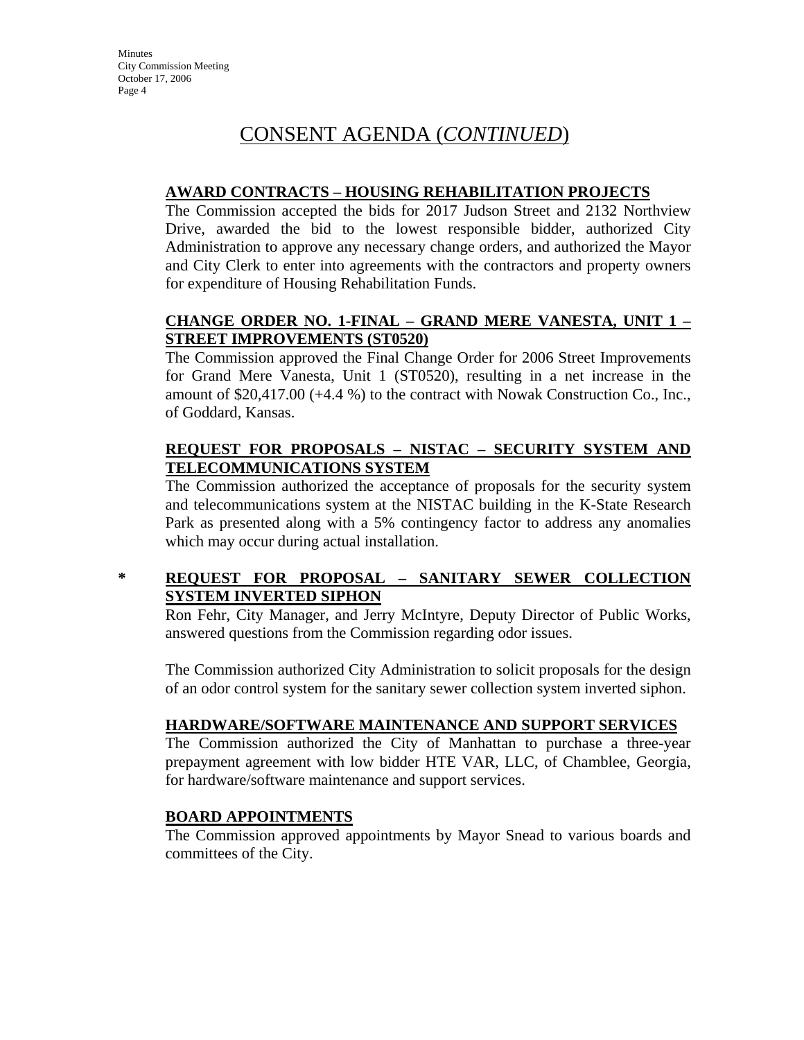# CONSENT AGENDA (*CONTINUED*)

**AWARD CONTRACTS – HOUSING REHABILITATION PROJECTS**

The Commission accepted the bids for 2017 Judson Street and 2132 Northview Drive, awarded the bid to the lowest responsible bidder, authorized City Administration to approve any necessary change orders, and authorized the Mayor and City Clerk to enter into agreements with the contractors and property owners for expenditure of Housing Rehabilitation Funds.

**CHANGE ORDER NO. 1-FINAL – GRAND MERE VANESTA, UNIT 1 – STREET IMPROVEMENTS (ST0520)**

The Commission approved the Final Change Order for 2006 Street Improvements for Grand Mere Vanesta, Unit 1 (ST0520), resulting in a net increase in the amount of $20,417.00 (+4.4 %) to the contract with Nowak Construction Co., Inc., of Goddard, Kansas.

**REQUEST FOR PROPOSALS – NISTAC – SECURITY SYSTEM AND TELECOMMUNICATIONS SYSTEM**

The Commission authorized the acceptance of proposals for the security system and telecommunications system at the NISTAC building in the K-State Research Park as presented along with a 5% contingency factor to address any anomalies which may occur during actual installation.

**\* REQUEST FOR PROPOSAL – SANITARY SEWER COLLECTION SYSTEM INVERTED SIPHON**

Ron Fehr, City Manager, and Jerry McIntyre, Deputy Director of Public Works, answered questions from the Commission regarding odor issues.

The Commission authorized City Administration to solicit proposals for the design of an odor control system for the sanitary sewer collection system inverted siphon.

**HARDWARE/SOFTWARE MAINTENANCE AND SUPPORT SERVICES**

The Commission authorized the City of Manhattan to purchase a three-year prepayment agreement with low bidder HTE VAR, LLC, of Chamblee, Georgia, for hardware/software maintenance and support services.

**BOARD APPOINTMENTS**

The Commission approved appointments by Mayor Snead to various boards and committees of the City.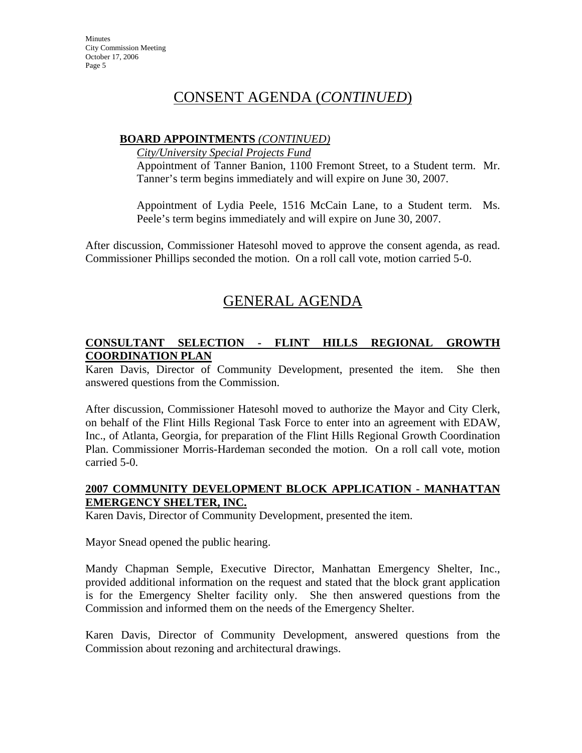# CONSENT AGENDA (*CONTINUED*)

**BOARD APPOINTMENTS** *(CONTINUED)*

*City/University Special Projects Fund*

Appointment of Tanner Banion, 1100 Fremont Street, to a Student term. Mr. Tanner's term begins immediately and will expire on June 30, 2007.

Appointment of Lydia Peele, 1516 McCain Lane, to a Student term. Ms. Peele's term begins immediately and will expire on June 30, 2007.

After discussion, Commissioner Hatesohl moved to approve the consent agenda, as read. Commissioner Phillips seconded the motion. On a roll call vote, motion carried 5-0.

# GENERAL AGENDA

**CONSULTANT SELECTION - FLINT HILLS REGIONAL GROWTH COORDINATION PLAN**

Karen Davis, Director of Community Development, presented the item. She then answered questions from the Commission.

After discussion, Commissioner Hatesohl moved to authorize the Mayor and City Clerk, on behalf of the Flint Hills Regional Task Force to enter into an agreement with EDAW, Inc., of Atlanta, Georgia, for preparation of the Flint Hills Regional Growth Coordination Plan. Commissioner Morris-Hardeman seconded the motion. On a roll call vote, motion carried 5-0.

**2007 COMMUNITY DEVELOPMENT BLOCK APPLICATION - MANHATTAN EMERGENCY SHELTER, INC.**

Karen Davis, Director of Community Development, presented the item.

Mayor Snead opened the public hearing.

Mandy Chapman Semple, Executive Director, Manhattan Emergency Shelter, Inc., provided additional information on the request and stated that the block grant application is for the Emergency Shelter facility only. She then answered questions from the Commission and informed them on the needs of the Emergency Shelter.

Karen Davis, Director of Community Development, answered questions from the Commission about rezoning and architectural drawings.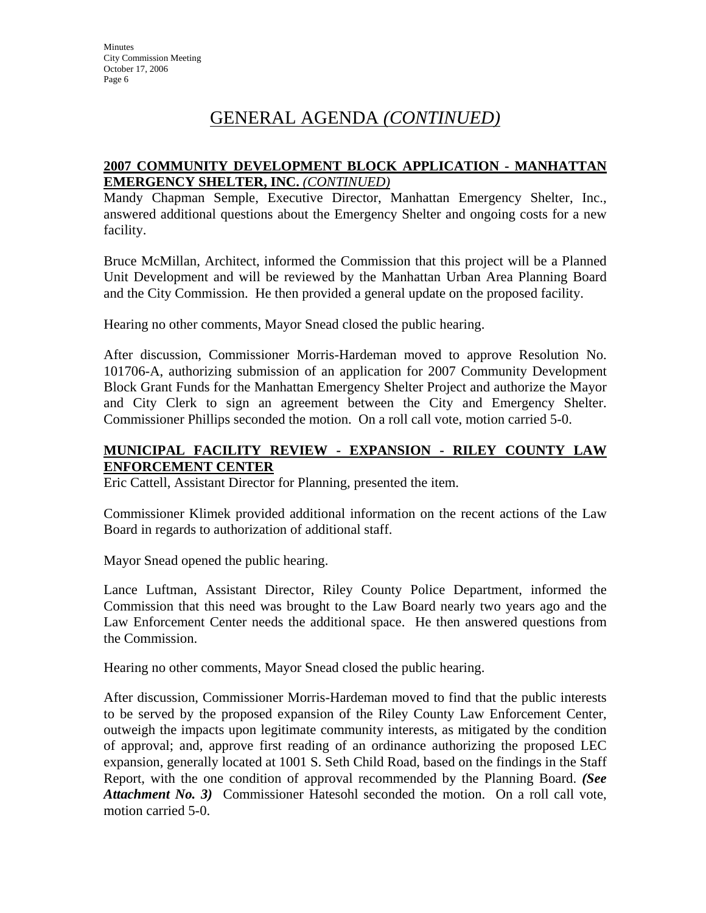## GENERAL AGENDA *(CONTINUED)*

**2007 COMMUNITY DEVELOPMENT BLOCK APPLICATION - MANHATTAN EMERGENCY SHELTER, INC.** *(CONTINUED)*

Mandy Chapman Semple, Executive Director, Manhattan Emergency Shelter, Inc., answered additional questions about the Emergency Shelter and ongoing costs for a new facility.

Bruce McMillan, Architect, informed the Commission that this project will be a Planned Unit Development and will be reviewed by the Manhattan Urban Area Planning Board and the City Commission. He then provided a general update on the proposed facility.

Hearing no other comments, Mayor Snead closed the public hearing.

After discussion, Commissioner Morris-Hardeman moved to approve Resolution No. 101706-A, authorizing submission of an application for 2007 Community Development Block Grant Funds for the Manhattan Emergency Shelter Project and authorize the Mayor and City Clerk to sign an agreement between the City and Emergency Shelter. Commissioner Phillips seconded the motion. On a roll call vote, motion carried 5-0.

**MUNICIPAL FACILITY REVIEW - EXPANSION - RILEY COUNTY LAW ENFORCEMENT CENTER**

Eric Cattell, Assistant Director for Planning, presented the item.

Commissioner Klimek provided additional information on the recent actions of the Law Board in regards to authorization of additional staff.

Mayor Snead opened the public hearing.

Lance Luftman, Assistant Director, Riley County Police Department, informed the Commission that this need was brought to the Law Board nearly two years ago and the Law Enforcement Center needs the additional space. He then answered questions from the Commission.

Hearing no other comments, Mayor Snead closed the public hearing.

After discussion, Commissioner Morris-Hardeman moved to find that the public interests to be served by the proposed expansion of the Riley County Law Enforcement Center, outweigh the impacts upon legitimate community interests, as mitigated by the condition of approval; and, approve first reading of an ordinance authorizing the proposed LEC expansion, generally located at 1001 S. Seth Child Road, based on the findings in the Staff Report, with the one condition of approval recommended by the Planning Board. ***(See Attachment No. 3)*** Commissioner Hatesohl seconded the motion. On a roll call vote, motion carried 5-0.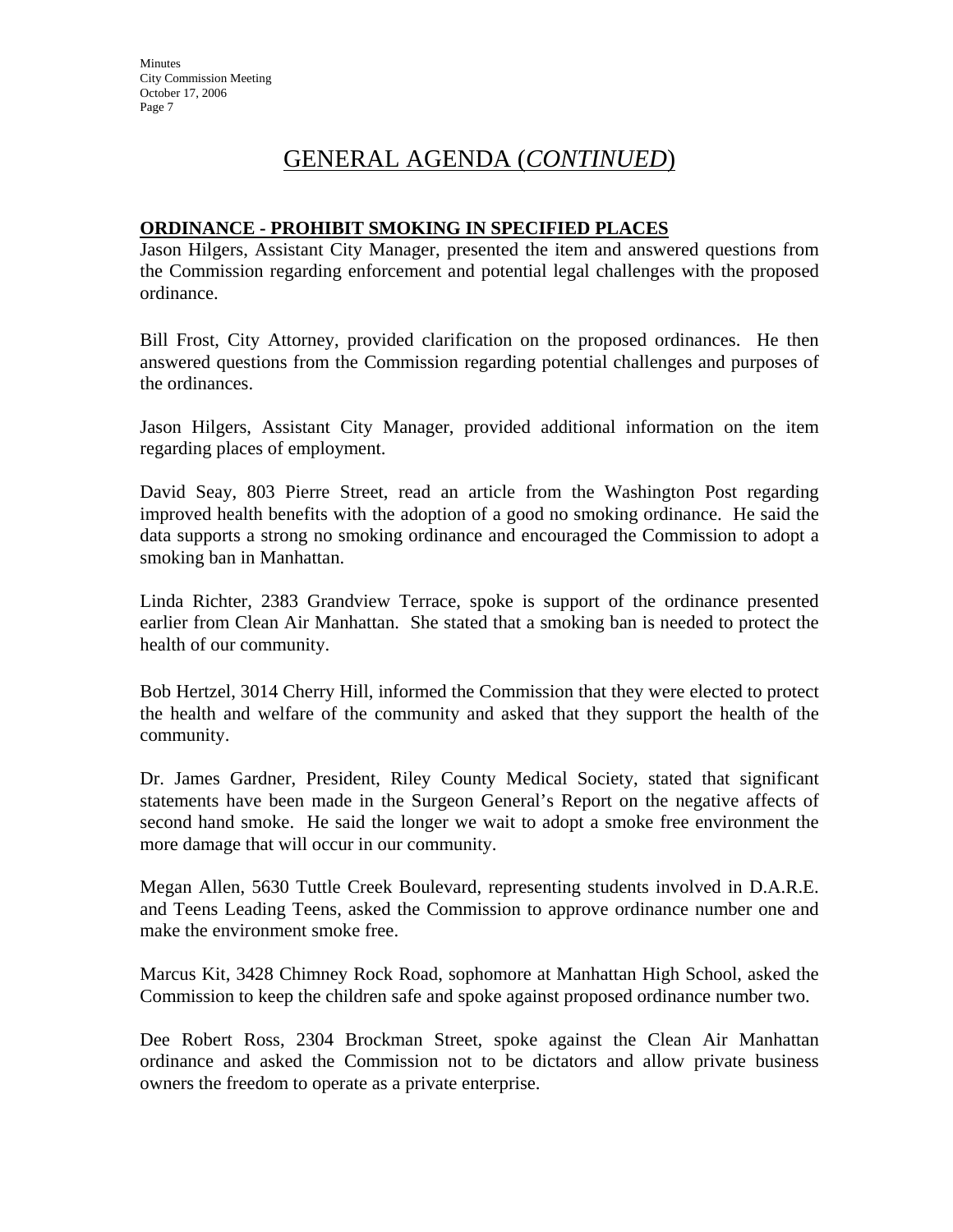## GENERAL AGENDA (*CONTINUED*)

### ORDINANCE - PROHIBIT SMOKING IN SPECIFIED PLACES

Jason Hilgers, Assistant City Manager, presented the item and answered questions from the Commission regarding enforcement and potential legal challenges with the proposed ordinance.

Bill Frost, City Attorney, provided clarification on the proposed ordinances. He then answered questions from the Commission regarding potential challenges and purposes of the ordinances.

Jason Hilgers, Assistant City Manager, provided additional information on the item regarding places of employment.

David Seay, 803 Pierre Street, read an article from the Washington Post regarding improved health benefits with the adoption of a good no smoking ordinance. He said the data supports a strong no smoking ordinance and encouraged the Commission to adopt a smoking ban in Manhattan.

Linda Richter, 2383 Grandview Terrace, spoke is support of the ordinance presented earlier from Clean Air Manhattan. She stated that a smoking ban is needed to protect the health of our community.

Bob Hertzel, 3014 Cherry Hill, informed the Commission that they were elected to protect the health and welfare of the community and asked that they support the health of the community.

Dr. James Gardner, President, Riley County Medical Society, stated that significant statements have been made in the Surgeon General's Report on the negative affects of second hand smoke. He said the longer we wait to adopt a smoke free environment the more damage that will occur in our community.

Megan Allen, 5630 Tuttle Creek Boulevard, representing students involved in D.A.R.E. and Teens Leading Teens, asked the Commission to approve ordinance number one and make the environment smoke free.

Marcus Kit, 3428 Chimney Rock Road, sophomore at Manhattan High School, asked the Commission to keep the children safe and spoke against proposed ordinance number two.

Dee Robert Ross, 2304 Brockman Street, spoke against the Clean Air Manhattan ordinance and asked the Commission not to be dictators and allow private business owners the freedom to operate as a private enterprise.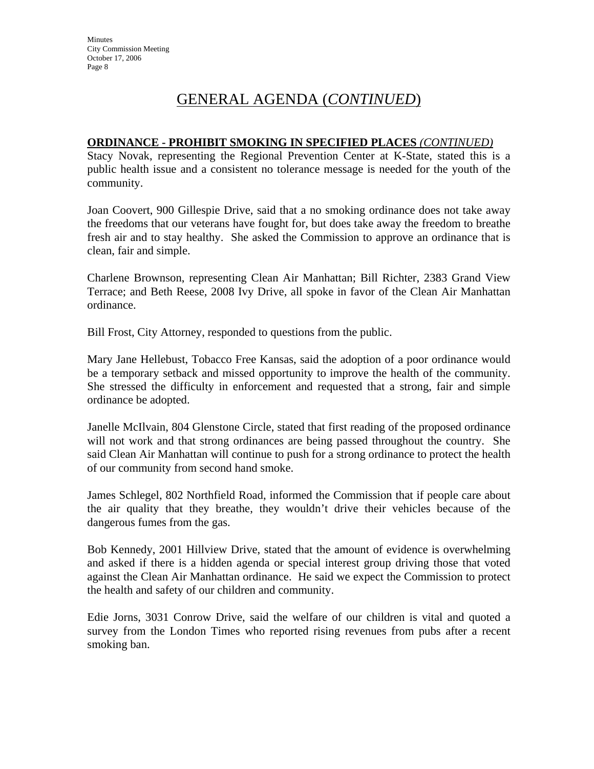# GENERAL AGENDA (*CONTINUED*)

**ORDINANCE - PROHIBIT SMOKING IN SPECIFIED PLACES** ***(CONTINUED)***

Stacy Novak, representing the Regional Prevention Center at K-State, stated this is a public health issue and a consistent no tolerance message is needed for the youth of the community.

Joan Coovert, 900 Gillespie Drive, said that a no smoking ordinance does not take away the freedoms that our veterans have fought for, but does take away the freedom to breathe fresh air and to stay healthy. She asked the Commission to approve an ordinance that is clean, fair and simple.

Charlene Brownson, representing Clean Air Manhattan; Bill Richter, 2383 Grand View Terrace; and Beth Reese, 2008 Ivy Drive, all spoke in favor of the Clean Air Manhattan ordinance.

Bill Frost, City Attorney, responded to questions from the public.

Mary Jane Hellebust, Tobacco Free Kansas, said the adoption of a poor ordinance would be a temporary setback and missed opportunity to improve the health of the community. She stressed the difficulty in enforcement and requested that a strong, fair and simple ordinance be adopted.

Janelle McIlvain, 804 Glenstone Circle, stated that first reading of the proposed ordinance will not work and that strong ordinances are being passed throughout the country. She said Clean Air Manhattan will continue to push for a strong ordinance to protect the health of our community from second hand smoke.

James Schlegel, 802 Northfield Road, informed the Commission that if people care about the air quality that they breathe, they wouldn't drive their vehicles because of the dangerous fumes from the gas.

Bob Kennedy, 2001 Hillview Drive, stated that the amount of evidence is overwhelming and asked if there is a hidden agenda or special interest group driving those that voted against the Clean Air Manhattan ordinance. He said we expect the Commission to protect the health and safety of our children and community.

Edie Jorns, 3031 Conrow Drive, said the welfare of our children is vital and quoted a survey from the London Times who reported rising revenues from pubs after a recent smoking ban.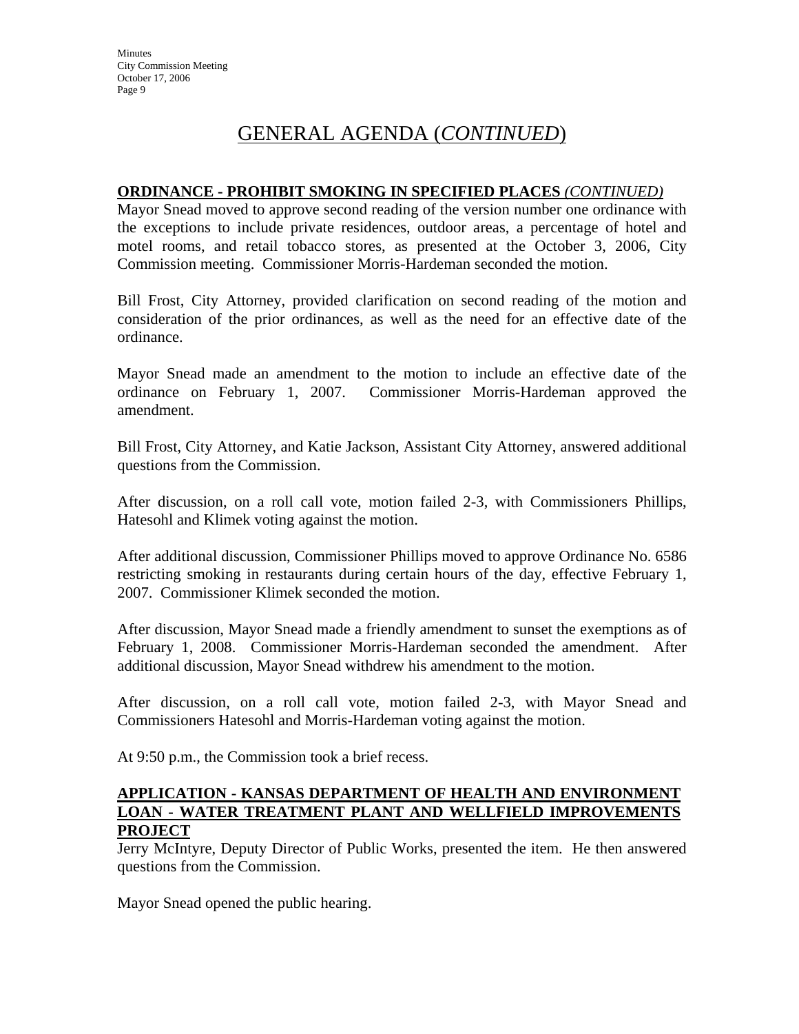# GENERAL AGENDA (*CONTINUED*)

**ORDINANCE - PROHIBIT SMOKING IN SPECIFIED PLACES** ***(CONTINUED)***

Mayor Snead moved to approve second reading of the version number one ordinance with the exceptions to include private residences, outdoor areas, a percentage of hotel and motel rooms, and retail tobacco stores, as presented at the October 3, 2006, City Commission meeting. Commissioner Morris-Hardeman seconded the motion.

Bill Frost, City Attorney, provided clarification on second reading of the motion and consideration of the prior ordinances, as well as the need for an effective date of the ordinance.

Mayor Snead made an amendment to the motion to include an effective date of the ordinance on February 1, 2007. Commissioner Morris-Hardeman approved the amendment.

Bill Frost, City Attorney, and Katie Jackson, Assistant City Attorney, answered additional questions from the Commission.

After discussion, on a roll call vote, motion failed 2-3, with Commissioners Phillips, Hatesohl and Klimek voting against the motion.

After additional discussion, Commissioner Phillips moved to approve Ordinance No. 6586 restricting smoking in restaurants during certain hours of the day, effective February 1, 2007. Commissioner Klimek seconded the motion.

After discussion, Mayor Snead made a friendly amendment to sunset the exemptions as of February 1, 2008. Commissioner Morris-Hardeman seconded the amendment. After additional discussion, Mayor Snead withdrew his amendment to the motion.

After discussion, on a roll call vote, motion failed 2-3, with Mayor Snead and Commissioners Hatesohl and Morris-Hardeman voting against the motion.

At 9:50 p.m., the Commission took a brief recess.

**APPLICATION - KANSAS DEPARTMENT OF HEALTH AND ENVIRONMENT LOAN - WATER TREATMENT PLANT AND WELLFIELD IMPROVEMENTS PROJECT**

Jerry McIntyre, Deputy Director of Public Works, presented the item. He then answered questions from the Commission.

Mayor Snead opened the public hearing.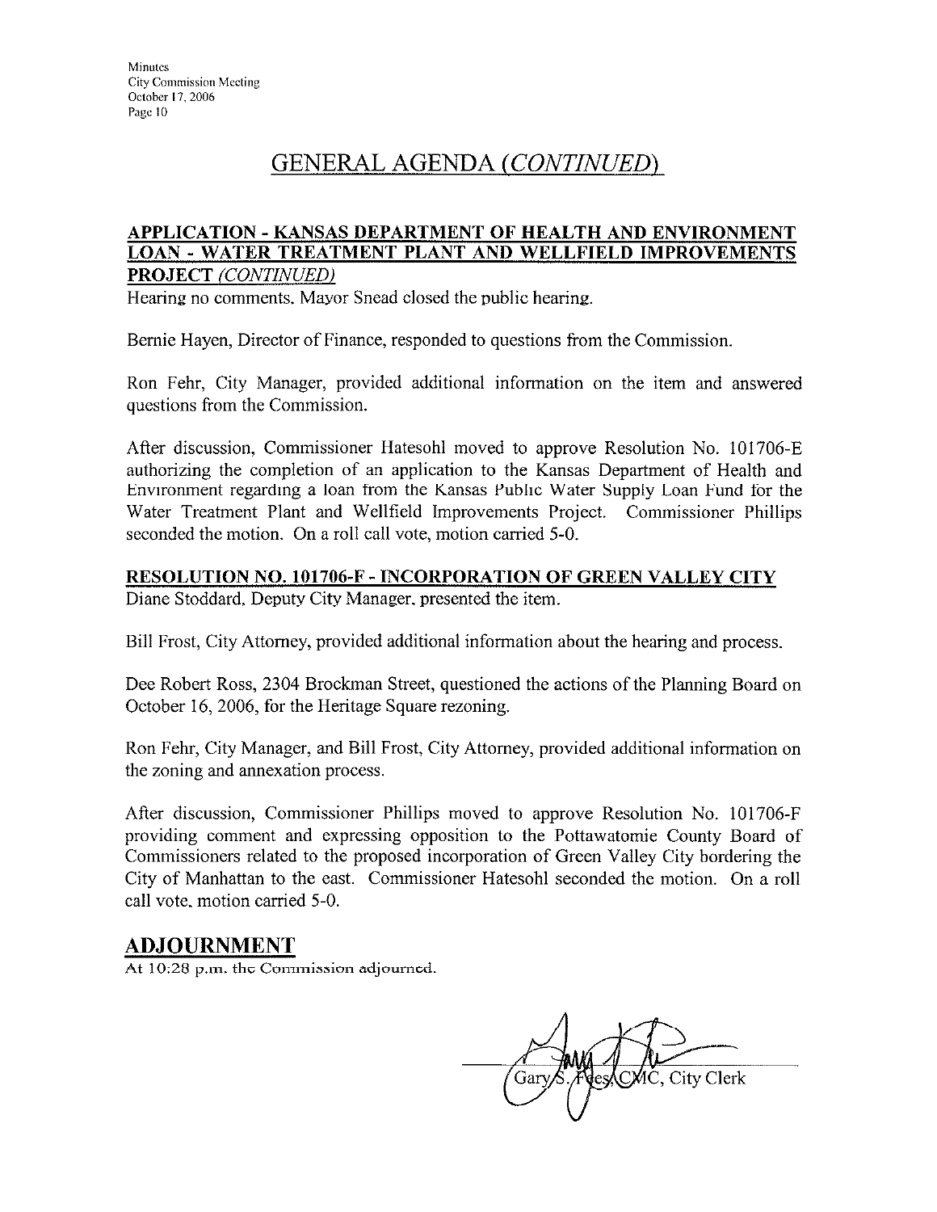# GENERAL AGENDA *(CONTINUED)*

## APPLICATION - KANSAS DEPARTMENT OF HEALTH AND ENVIRONMENT LOAN - WATER TREATMENT PLANT AND WELLFIELD IMPROVEMENTS PROJECT *(CONTINUED)*

Hearing no comments, Mayor Snead closed the public hearing.

Bernie Hayen, Director of Finance, responded to questions from the Commission.

Ron Fehr, City Manager, provided additional information on the item and answered questions from the Commission.

After discussion, Commissioner Hatesohl moved to approve Resolution No. 101706-E authorizing the completion of an application to the Kansas Department of Health and Environment regarding a loan from the Kansas Public Water Supply Loan Fund for the Water Treatment Plant and Wellfield Improvements Project. Commissioner Phillips seconded the motion. On a roll call vote, motion carried 5-0.

## RESOLUTION NO. 101706-F - INCORPORATION OF GREEN VALLEY CITY

Diane Stoddard, Deputy City Manager, presented the item.

Bill Frost, City Attorney, provided additional information about the hearing and process.

Dee Robert Ross, 2304 Brockman Street, questioned the actions of the Planning Board on October 16, 2006, for the Heritage Square rezoning.

Ron Fehr, City Manager, and Bill Frost, City Attorney, provided additional information on the zoning and annexation process.

After discussion, Commissioner Phillips moved to approve Resolution No. 101706-F providing comment and expressing opposition to the Pottawatomie County Board of Commissioners related to the proposed incorporation of Green Valley City bordering the City of Manhattan to the east. Commissioner Hatesohl seconded the motion. On a roll call vote, motion carried 5-0.

# ADJOURNMENT

At 10:28 p.m. the Commission adjourned.

Gary S. Fees, CMC, City Clerk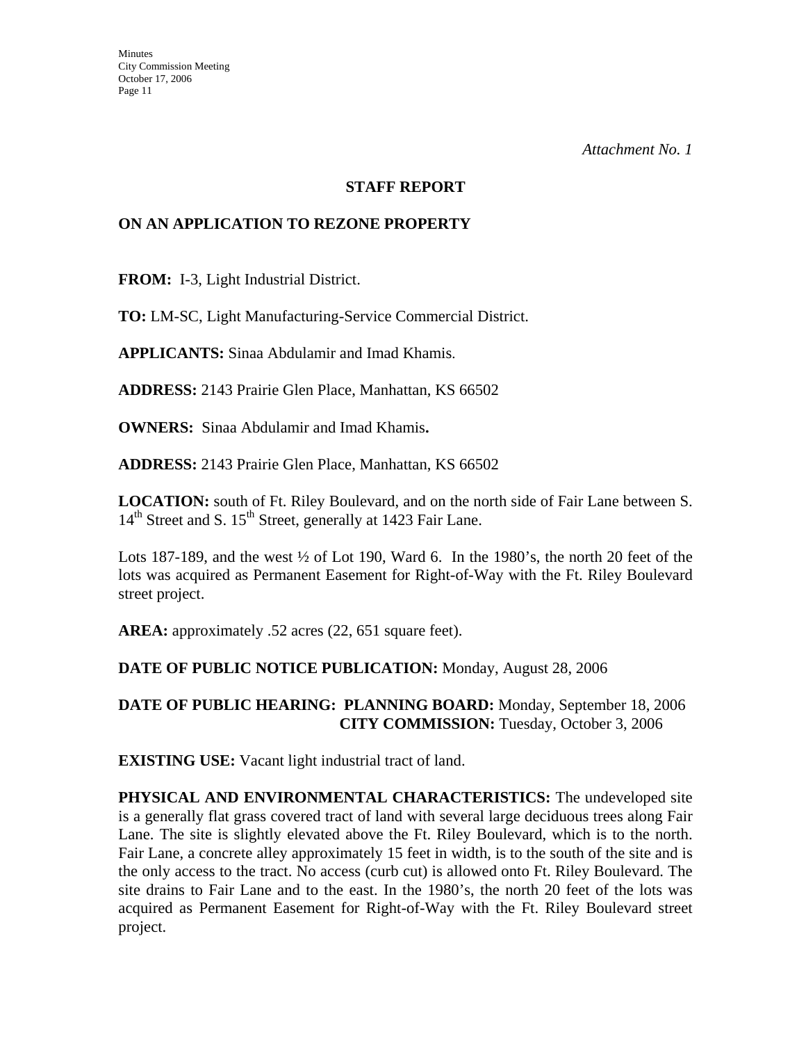*Attachment No. 1*

## STAFF REPORT

## ON AN APPLICATION TO REZONE PROPERTY

**FROM:** I-3, Light Industrial District.

**TO:** LM-SC, Light Manufacturing-Service Commercial District.

**APPLICANTS:** Sinaa Abdulamir and Imad Khamis.

**ADDRESS:** 2143 Prairie Glen Place, Manhattan, KS 66502

**OWNERS:** Sinaa Abdulamir and Imad Khamis**.**

**ADDRESS:** 2143 Prairie Glen Place, Manhattan, KS 66502

**LOCATION:** south of Ft. Riley Boulevard, and on the north side of Fair Lane between S. 14th Street and S. 15th Street, generally at 1423 Fair Lane.

Lots 187-189, and the west ½ of Lot 190, Ward 6. In the 1980's, the north 20 feet of the lots was acquired as Permanent Easement for Right-of-Way with the Ft. Riley Boulevard street project.

**AREA:** approximately .52 acres (22, 651 square feet).

**DATE OF PUBLIC NOTICE PUBLICATION:** Monday, August 28, 2006

**DATE OF PUBLIC HEARING: PLANNING BOARD:** Monday, September 18, 2006
**CITY COMMISSION:** Tuesday, October 3, 2006

**EXISTING USE:** Vacant light industrial tract of land.

**PHYSICAL AND ENVIRONMENTAL CHARACTERISTICS:** The undeveloped site is a generally flat grass covered tract of land with several large deciduous trees along Fair Lane. The site is slightly elevated above the Ft. Riley Boulevard, which is to the north. Fair Lane, a concrete alley approximately 15 feet in width, is to the south of the site and is the only access to the tract. No access (curb cut) is allowed onto Ft. Riley Boulevard. The site drains to Fair Lane and to the east. In the 1980's, the north 20 feet of the lots was acquired as Permanent Easement for Right-of-Way with the Ft. Riley Boulevard street project.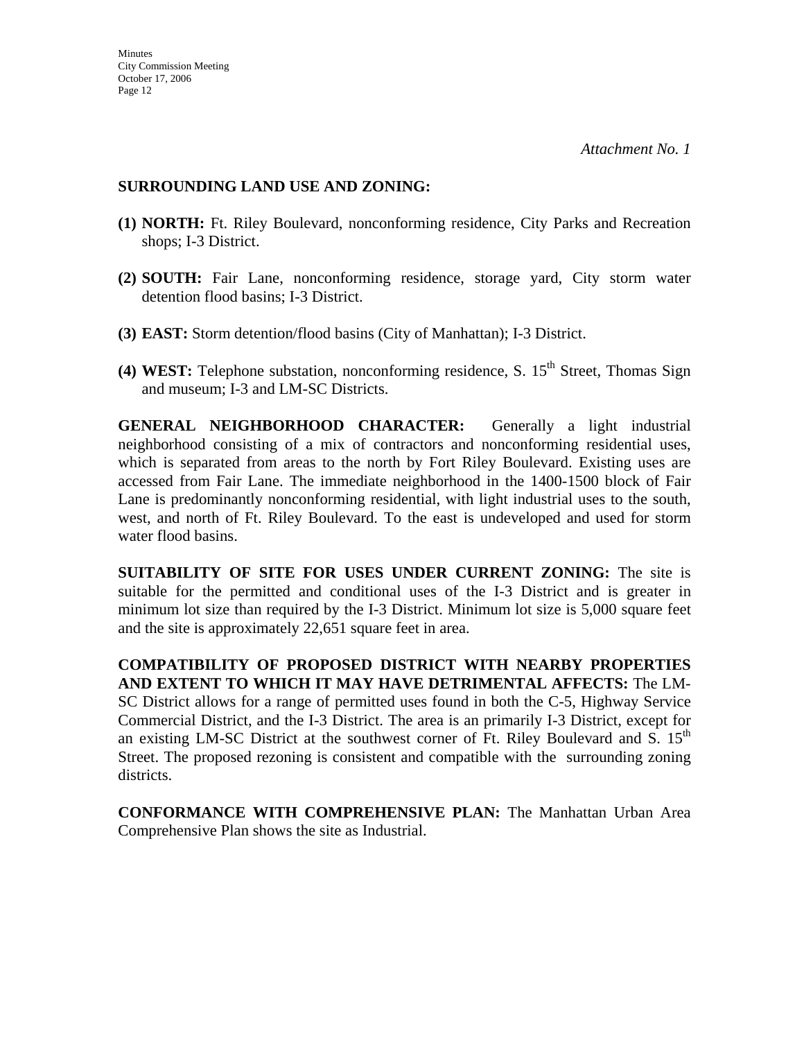*Attachment No. 1*

**SURROUNDING LAND USE AND ZONING:**

**(1) NORTH:** Ft. Riley Boulevard, nonconforming residence, City Parks and Recreation shops; I-3 District.

**(2) SOUTH:** Fair Lane, nonconforming residence, storage yard, City storm water detention flood basins; I-3 District.

**(3) EAST:** Storm detention/flood basins (City of Manhattan); I-3 District.

**(4) WEST:** Telephone substation, nonconforming residence, S. 15th Street, Thomas Sign and museum; I-3 and LM-SC Districts.

**GENERAL NEIGHBORHOOD CHARACTER:** Generally a light industrial neighborhood consisting of a mix of contractors and nonconforming residential uses, which is separated from areas to the north by Fort Riley Boulevard. Existing uses are accessed from Fair Lane. The immediate neighborhood in the 1400-1500 block of Fair Lane is predominantly nonconforming residential, with light industrial uses to the south, west, and north of Ft. Riley Boulevard. To the east is undeveloped and used for storm water flood basins.

**SUITABILITY OF SITE FOR USES UNDER CURRENT ZONING:** The site is suitable for the permitted and conditional uses of the I-3 District and is greater in minimum lot size than required by the I-3 District. Minimum lot size is 5,000 square feet and the site is approximately 22,651 square feet in area.

**COMPATIBILITY OF PROPOSED DISTRICT WITH NEARBY PROPERTIES AND EXTENT TO WHICH IT MAY HAVE DETRIMENTAL AFFECTS:** The LM-SC District allows for a range of permitted uses found in both the C-5, Highway Service Commercial District, and the I-3 District. The area is an primarily I-3 District, except for an existing LM-SC District at the southwest corner of Ft. Riley Boulevard and S. 15th Street. The proposed rezoning is consistent and compatible with the surrounding zoning districts.

**CONFORMANCE WITH COMPREHENSIVE PLAN:** The Manhattan Urban Area Comprehensive Plan shows the site as Industrial.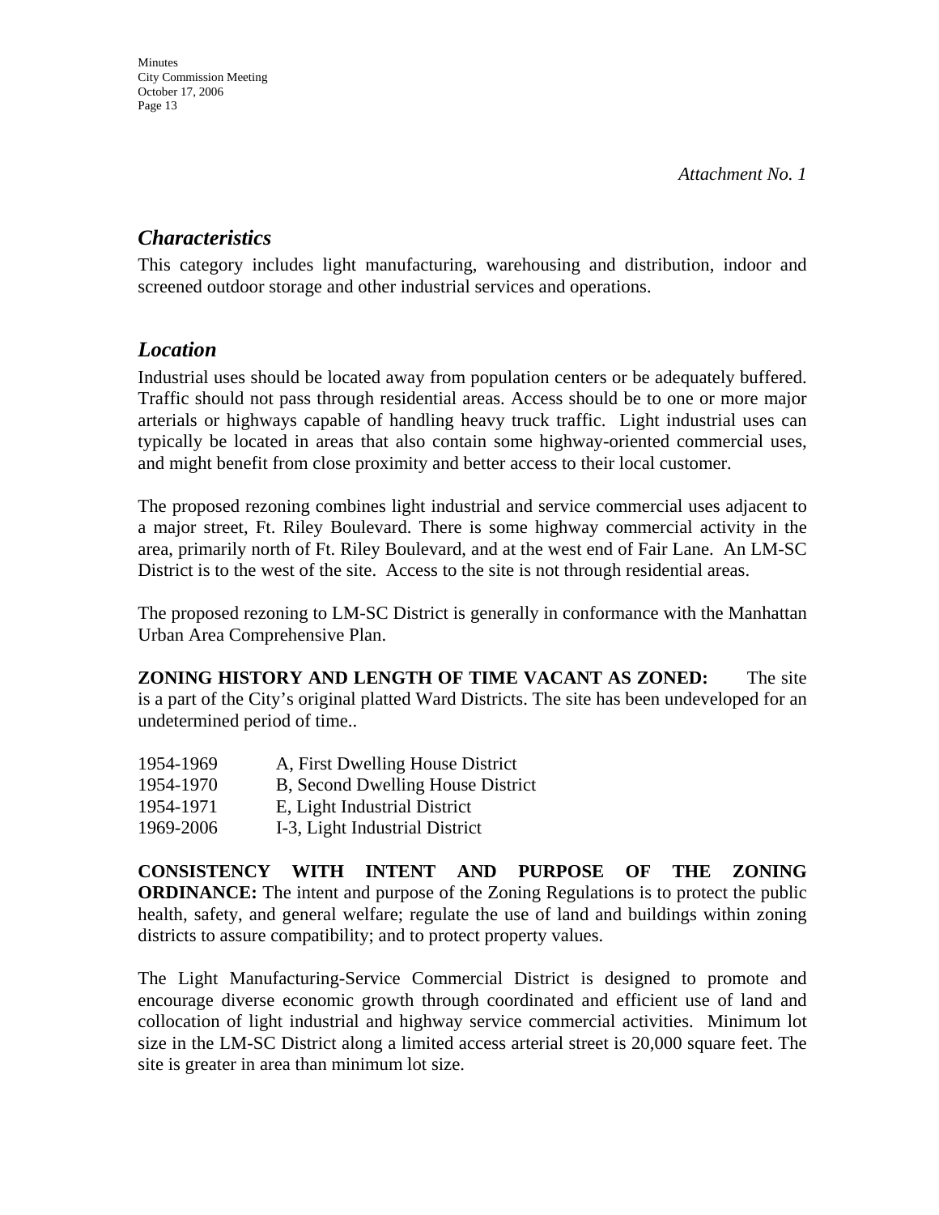*Attachment No. 1*

## *Characteristics*

This category includes light manufacturing, warehousing and distribution, indoor and screened outdoor storage and other industrial services and operations.

## *Location*

Industrial uses should be located away from population centers or be adequately buffered. Traffic should not pass through residential areas. Access should be to one or more major arterials or highways capable of handling heavy truck traffic. Light industrial uses can typically be located in areas that also contain some highway-oriented commercial uses, and might benefit from close proximity and better access to their local customer.

The proposed rezoning combines light industrial and service commercial uses adjacent to a major street, Ft. Riley Boulevard. There is some highway commercial activity in the area, primarily north of Ft. Riley Boulevard, and at the west end of Fair Lane. An LM-SC District is to the west of the site. Access to the site is not through residential areas.

The proposed rezoning to LM-SC District is generally in conformance with the Manhattan Urban Area Comprehensive Plan.

**ZONING HISTORY AND LENGTH OF TIME VACANT AS ZONED:** The site is a part of the City's original platted Ward Districts. The site has been undeveloped for an undetermined period of time..

| | |
|---|---|
| 1954-1969 | A, First Dwelling House District |
| 1954-1970 | B, Second Dwelling House District |
| 1954-1971 | E, Light Industrial District |
| 1969-2006 | I-3, Light Industrial District |

**CONSISTENCY WITH INTENT AND PURPOSE OF THE ZONING ORDINANCE:** The intent and purpose of the Zoning Regulations is to protect the public health, safety, and general welfare; regulate the use of land and buildings within zoning districts to assure compatibility; and to protect property values.

The Light Manufacturing-Service Commercial District is designed to promote and encourage diverse economic growth through coordinated and efficient use of land and collocation of light industrial and highway service commercial activities. Minimum lot size in the LM-SC District along a limited access arterial street is 20,000 square feet. The site is greater in area than minimum lot size.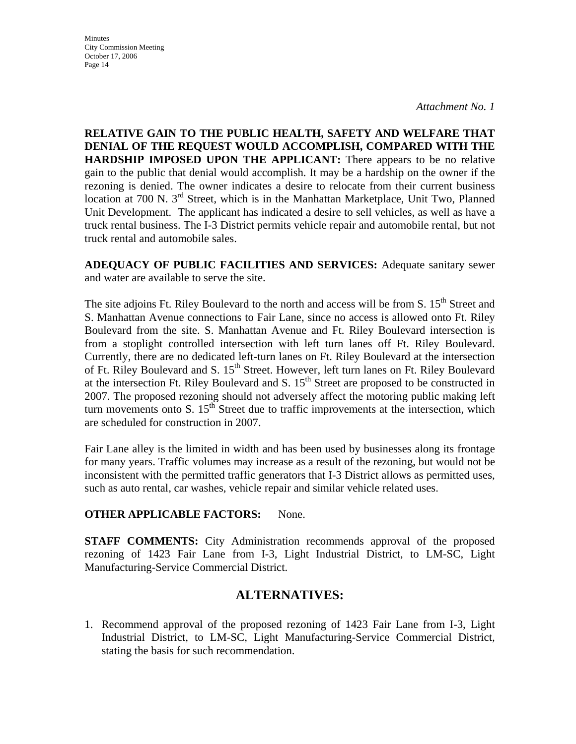*Attachment No. 1*

**RELATIVE GAIN TO THE PUBLIC HEALTH, SAFETY AND WELFARE THAT DENIAL OF THE REQUEST WOULD ACCOMPLISH, COMPARED WITH THE HARDSHIP IMPOSED UPON THE APPLICANT:** There appears to be no relative gain to the public that denial would accomplish. It may be a hardship on the owner if the rezoning is denied. The owner indicates a desire to relocate from their current business location at 700 N. 3rd Street, which is in the Manhattan Marketplace, Unit Two, Planned Unit Development. The applicant has indicated a desire to sell vehicles, as well as have a truck rental business. The I-3 District permits vehicle repair and automobile rental, but not truck rental and automobile sales.

**ADEQUACY OF PUBLIC FACILITIES AND SERVICES:** Adequate sanitary sewer and water are available to serve the site.

The site adjoins Ft. Riley Boulevard to the north and access will be from S. 15th Street and S. Manhattan Avenue connections to Fair Lane, since no access is allowed onto Ft. Riley Boulevard from the site. S. Manhattan Avenue and Ft. Riley Boulevard intersection is from a stoplight controlled intersection with left turn lanes off Ft. Riley Boulevard. Currently, there are no dedicated left-turn lanes on Ft. Riley Boulevard at the intersection of Ft. Riley Boulevard and S. 15th Street. However, left turn lanes on Ft. Riley Boulevard at the intersection Ft. Riley Boulevard and S. 15th Street are proposed to be constructed in 2007. The proposed rezoning should not adversely affect the motoring public making left turn movements onto S. 15th Street due to traffic improvements at the intersection, which are scheduled for construction in 2007.

Fair Lane alley is the limited in width and has been used by businesses along its frontage for many years. Traffic volumes may increase as a result of the rezoning, but would not be inconsistent with the permitted traffic generators that I-3 District allows as permitted uses, such as auto rental, car washes, vehicle repair and similar vehicle related uses.

**OTHER APPLICABLE FACTORS:** None.

**STAFF COMMENTS:** City Administration recommends approval of the proposed rezoning of 1423 Fair Lane from I-3, Light Industrial District, to LM-SC, Light Manufacturing-Service Commercial District.

## ALTERNATIVES:

1. Recommend approval of the proposed rezoning of 1423 Fair Lane from I-3, Light Industrial District, to LM-SC, Light Manufacturing-Service Commercial District, stating the basis for such recommendation.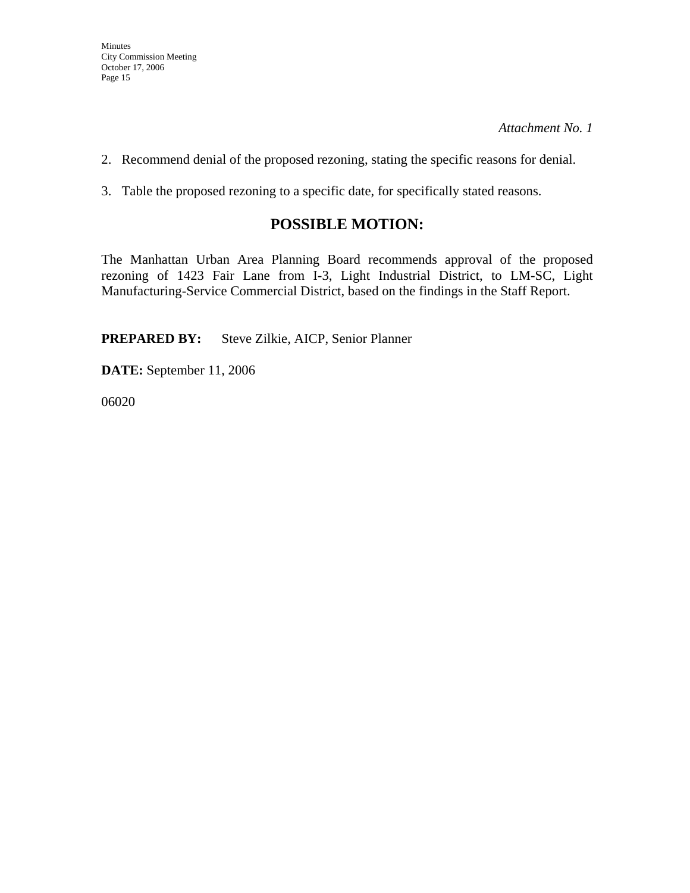*Attachment No. 1*

2. Recommend denial of the proposed rezoning, stating the specific reasons for denial.

3. Table the proposed rezoning to a specific date, for specifically stated reasons.

## POSSIBLE MOTION:

The Manhattan Urban Area Planning Board recommends approval of the proposed rezoning of 1423 Fair Lane from I-3, Light Industrial District, to LM-SC, Light Manufacturing-Service Commercial District, based on the findings in the Staff Report.

**PREPARED BY:** Steve Zilkie, AICP, Senior Planner

**DATE:** September 11, 2006

06020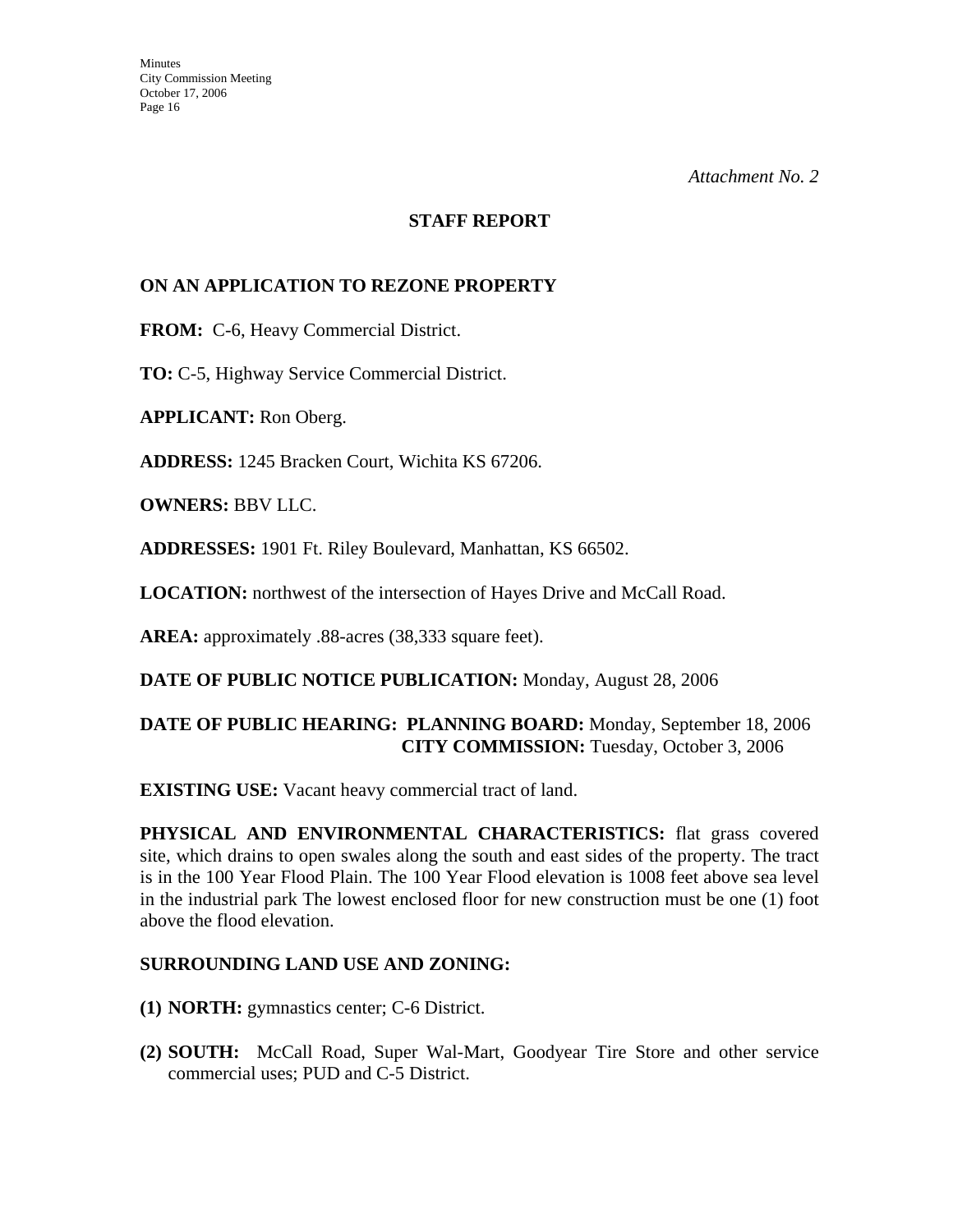*Attachment No. 2*

## STAFF REPORT

**ON AN APPLICATION TO REZONE PROPERTY**

**FROM:** C-6, Heavy Commercial District.

**TO:** C-5, Highway Service Commercial District.

**APPLICANT:** Ron Oberg.

**ADDRESS:** 1245 Bracken Court, Wichita KS 67206.

**OWNERS:** BBV LLC.

**ADDRESSES:** 1901 Ft. Riley Boulevard, Manhattan, KS 66502.

**LOCATION:** northwest of the intersection of Hayes Drive and McCall Road.

**AREA:** approximately .88-acres (38,333 square feet).

**DATE OF PUBLIC NOTICE PUBLICATION:** Monday, August 28, 2006

**DATE OF PUBLIC HEARING: PLANNING BOARD:** Monday, September 18, 2006
**CITY COMMISSION:** Tuesday, October 3, 2006

**EXISTING USE:** Vacant heavy commercial tract of land.

**PHYSICAL AND ENVIRONMENTAL CHARACTERISTICS:** flat grass covered site, which drains to open swales along the south and east sides of the property. The tract is in the 100 Year Flood Plain. The 100 Year Flood elevation is 1008 feet above sea level in the industrial park The lowest enclosed floor for new construction must be one (1) foot above the flood elevation.

**SURROUNDING LAND USE AND ZONING:**

**(1) NORTH:** gymnastics center; C-6 District.

**(2) SOUTH:** McCall Road, Super Wal-Mart, Goodyear Tire Store and other service commercial uses; PUD and C-5 District.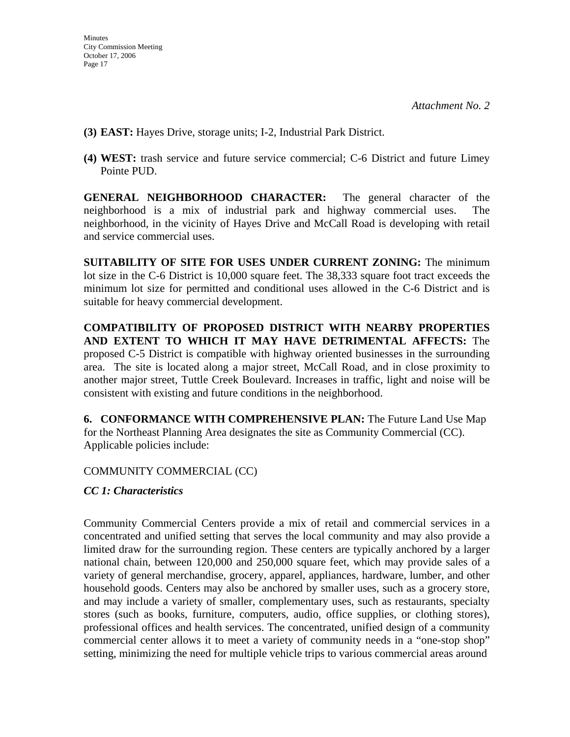*Attachment No. 2*

**(3) EAST:** Hayes Drive, storage units; I-2, Industrial Park District.

**(4) WEST:** trash service and future service commercial; C-6 District and future Limey Pointe PUD.

**GENERAL NEIGHBORHOOD CHARACTER:** The general character of the neighborhood is a mix of industrial park and highway commercial uses. The neighborhood, in the vicinity of Hayes Drive and McCall Road is developing with retail and service commercial uses.

**SUITABILITY OF SITE FOR USES UNDER CURRENT ZONING:** The minimum lot size in the C-6 District is 10,000 square feet. The 38,333 square foot tract exceeds the minimum lot size for permitted and conditional uses allowed in the C-6 District and is suitable for heavy commercial development.

**COMPATIBILITY OF PROPOSED DISTRICT WITH NEARBY PROPERTIES AND EXTENT TO WHICH IT MAY HAVE DETRIMENTAL AFFECTS:** The proposed C-5 District is compatible with highway oriented businesses in the surrounding area. The site is located along a major street, McCall Road, and in close proximity to another major street, Tuttle Creek Boulevard. Increases in traffic, light and noise will be consistent with existing and future conditions in the neighborhood.

**6. CONFORMANCE WITH COMPREHENSIVE PLAN:** The Future Land Use Map for the Northeast Planning Area designates the site as Community Commercial (CC). Applicable policies include:

COMMUNITY COMMERCIAL (CC)

***CC 1: Characteristics***

Community Commercial Centers provide a mix of retail and commercial services in a concentrated and unified setting that serves the local community and may also provide a limited draw for the surrounding region. These centers are typically anchored by a larger national chain, between 120,000 and 250,000 square feet, which may provide sales of a variety of general merchandise, grocery, apparel, appliances, hardware, lumber, and other household goods. Centers may also be anchored by smaller uses, such as a grocery store, and may include a variety of smaller, complementary uses, such as restaurants, specialty stores (such as books, furniture, computers, audio, office supplies, or clothing stores), professional offices and health services. The concentrated, unified design of a community commercial center allows it to meet a variety of community needs in a "one-stop shop" setting, minimizing the need for multiple vehicle trips to various commercial areas around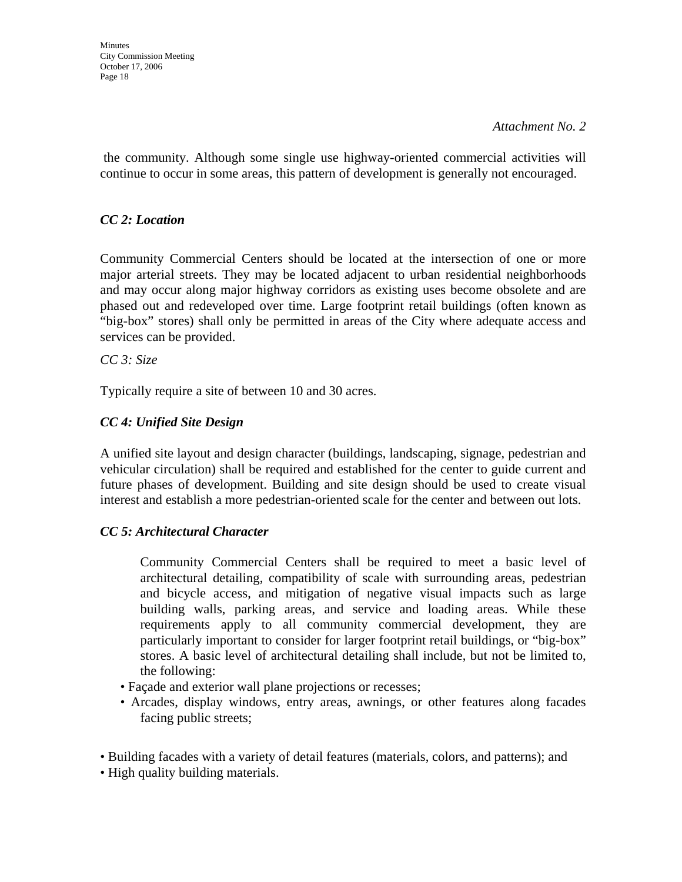*Attachment No. 2*

the community. Although some single use highway-oriented commercial activities will continue to occur in some areas, this pattern of development is generally not encouraged.

***CC 2: Location***

Community Commercial Centers should be located at the intersection of one or more major arterial streets. They may be located adjacent to urban residential neighborhoods and may occur along major highway corridors as existing uses become obsolete and are phased out and redeveloped over time. Large footprint retail buildings (often known as "big-box" stores) shall only be permitted in areas of the City where adequate access and services can be provided.

*CC 3: Size*

Typically require a site of between 10 and 30 acres.

***CC 4: Unified Site Design***

A unified site layout and design character (buildings, landscaping, signage, pedestrian and vehicular circulation) shall be required and established for the center to guide current and future phases of development. Building and site design should be used to create visual interest and establish a more pedestrian-oriented scale for the center and between out lots.

***CC 5: Architectural Character***

Community Commercial Centers shall be required to meet a basic level of architectural detailing, compatibility of scale with surrounding areas, pedestrian and bicycle access, and mitigation of negative visual impacts such as large building walls, parking areas, and service and loading areas. While these requirements apply to all community commercial development, they are particularly important to consider for larger footprint retail buildings, or "big-box" stores. A basic level of architectural detailing shall include, but not be limited to, the following:

- Façade and exterior wall plane projections or recesses;
- Arcades, display windows, entry areas, awnings, or other features along facades facing public streets;
- Building facades with a variety of detail features (materials, colors, and patterns); and
- High quality building materials.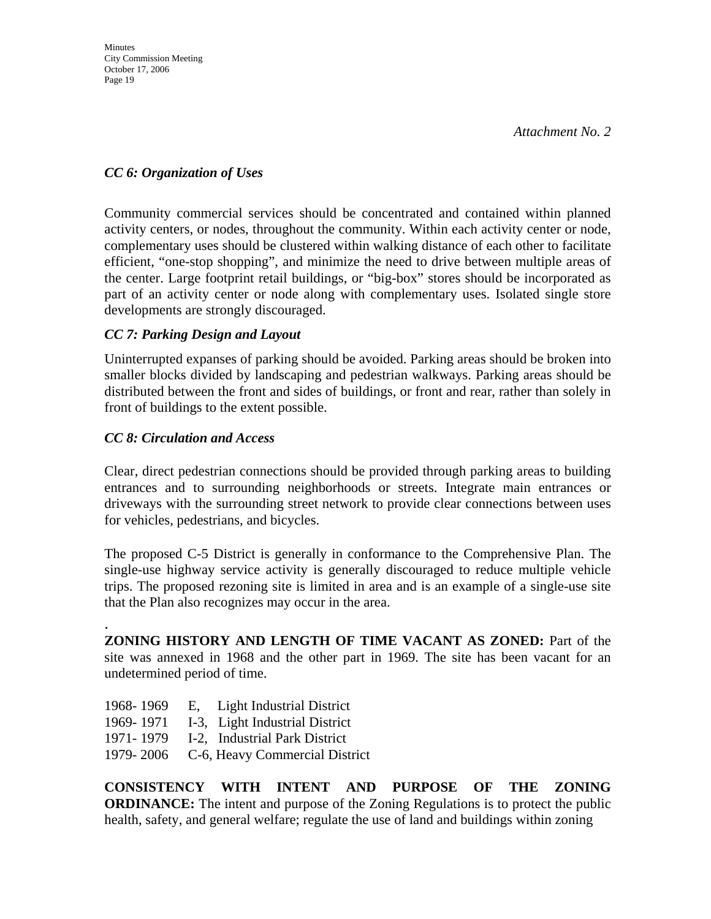*Attachment No. 2*

***CC 6: Organization of Uses***

Community commercial services should be concentrated and contained within planned activity centers, or nodes, throughout the community. Within each activity center or node, complementary uses should be clustered within walking distance of each other to facilitate efficient, "one-stop shopping", and minimize the need to drive between multiple areas of the center. Large footprint retail buildings, or "big-box" stores should be incorporated as part of an activity center or node along with complementary uses. Isolated single store developments are strongly discouraged.

***CC 7: Parking Design and Layout***

Uninterrupted expanses of parking should be avoided. Parking areas should be broken into smaller blocks divided by landscaping and pedestrian walkways. Parking areas should be distributed between the front and sides of buildings, or front and rear, rather than solely in front of buildings to the extent possible.

***CC 8: Circulation and Access***

Clear, direct pedestrian connections should be provided through parking areas to building entrances and to surrounding neighborhoods or streets. Integrate main entrances or driveways with the surrounding street network to provide clear connections between uses for vehicles, pedestrians, and bicycles.

The proposed C-5 District is generally in conformance to the Comprehensive Plan. The single-use highway service activity is generally discouraged to reduce multiple vehicle trips. The proposed rezoning site is limited in area and is an example of a single-use site that the Plan also recognizes may occur in the area.

.

**ZONING HISTORY AND LENGTH OF TIME VACANT AS ZONED:** Part of the site was annexed in 1968 and the other part in 1969. The site has been vacant for an undetermined period of time.

1968- 1969 E, Light Industrial District
1969- 1971 I-3, Light Industrial District
1971- 1979 I-2, Industrial Park District
1979- 2006 C-6, Heavy Commercial District

**CONSISTENCY WITH INTENT AND PURPOSE OF THE ZONING ORDINANCE:** The intent and purpose of the Zoning Regulations is to protect the public health, safety, and general welfare; regulate the use of land and buildings within zoning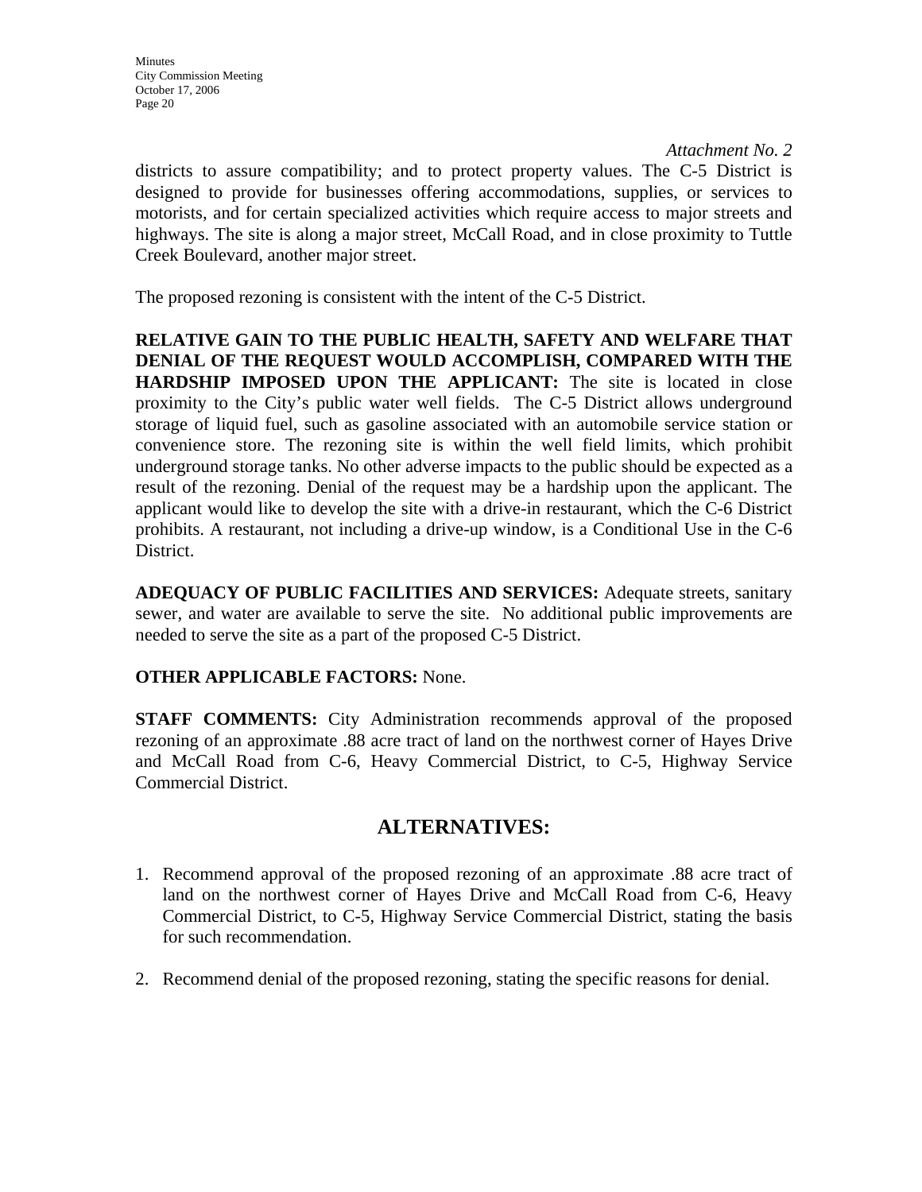*Attachment No. 2*

districts to assure compatibility; and to protect property values. The C-5 District is designed to provide for businesses offering accommodations, supplies, or services to motorists, and for certain specialized activities which require access to major streets and highways. The site is along a major street, McCall Road, and in close proximity to Tuttle Creek Boulevard, another major street.

The proposed rezoning is consistent with the intent of the C-5 District.

**RELATIVE GAIN TO THE PUBLIC HEALTH, SAFETY AND WELFARE THAT DENIAL OF THE REQUEST WOULD ACCOMPLISH, COMPARED WITH THE HARDSHIP IMPOSED UPON THE APPLICANT:** The site is located in close proximity to the City's public water well fields. The C-5 District allows underground storage of liquid fuel, such as gasoline associated with an automobile service station or convenience store. The rezoning site is within the well field limits, which prohibit underground storage tanks. No other adverse impacts to the public should be expected as a result of the rezoning. Denial of the request may be a hardship upon the applicant. The applicant would like to develop the site with a drive-in restaurant, which the C-6 District prohibits. A restaurant, not including a drive-up window, is a Conditional Use in the C-6 District.

**ADEQUACY OF PUBLIC FACILITIES AND SERVICES:** Adequate streets, sanitary sewer, and water are available to serve the site. No additional public improvements are needed to serve the site as a part of the proposed C-5 District.

**OTHER APPLICABLE FACTORS:** None.

**STAFF COMMENTS:** City Administration recommends approval of the proposed rezoning of an approximate .88 acre tract of land on the northwest corner of Hayes Drive and McCall Road from C-6, Heavy Commercial District, to C-5, Highway Service Commercial District.

## ALTERNATIVES:

1. Recommend approval of the proposed rezoning of an approximate .88 acre tract of land on the northwest corner of Hayes Drive and McCall Road from C-6, Heavy Commercial District, to C-5, Highway Service Commercial District, stating the basis for such recommendation.

2. Recommend denial of the proposed rezoning, stating the specific reasons for denial.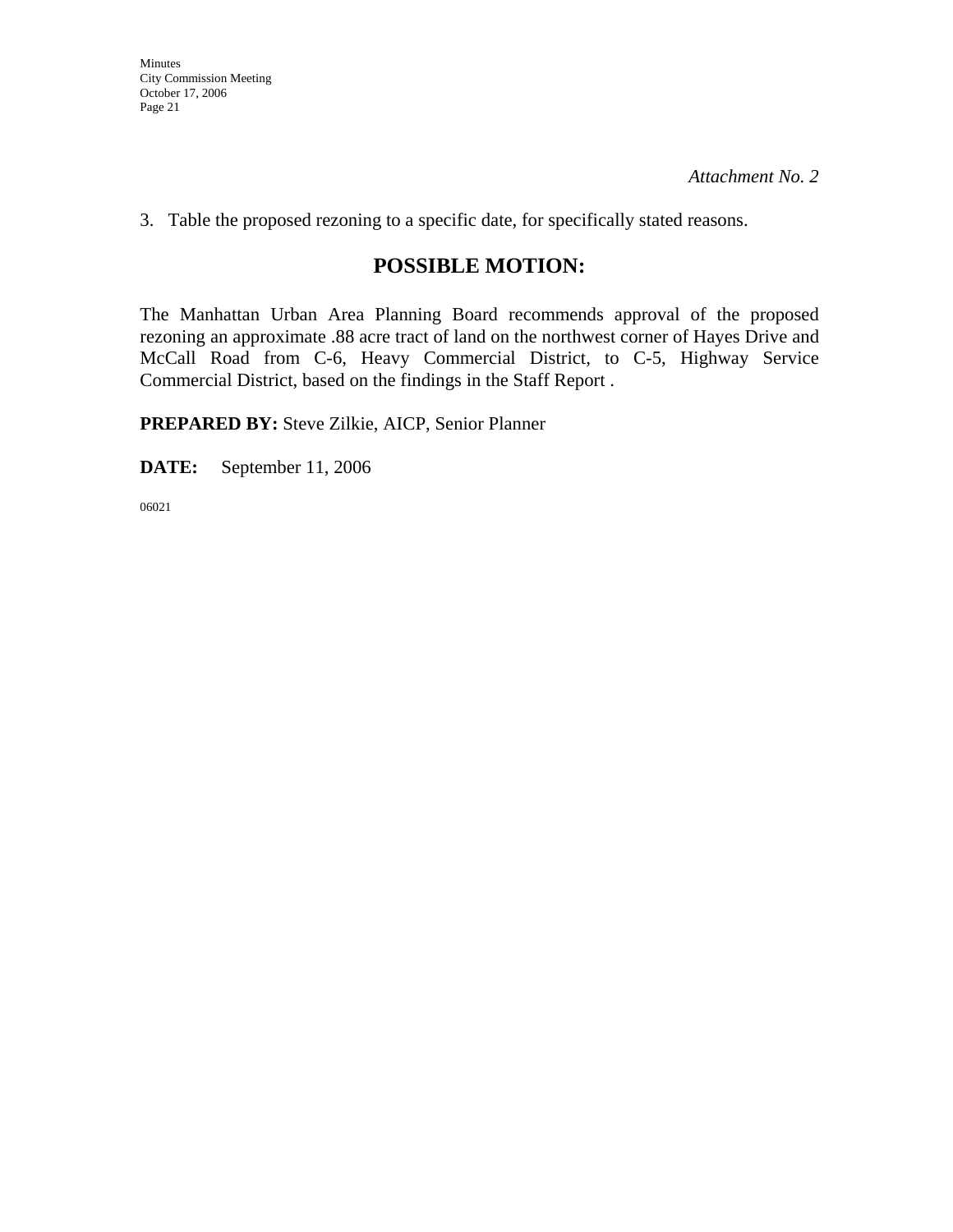*Attachment No. 2*

3. Table the proposed rezoning to a specific date, for specifically stated reasons.

## POSSIBLE MOTION:

The Manhattan Urban Area Planning Board recommends approval of the proposed rezoning an approximate .88 acre tract of land on the northwest corner of Hayes Drive and McCall Road from C-6, Heavy Commercial District, to C-5, Highway Service Commercial District, based on the findings in the Staff Report .

**PREPARED BY:** Steve Zilkie, AICP, Senior Planner

**DATE:** September 11, 2006

06021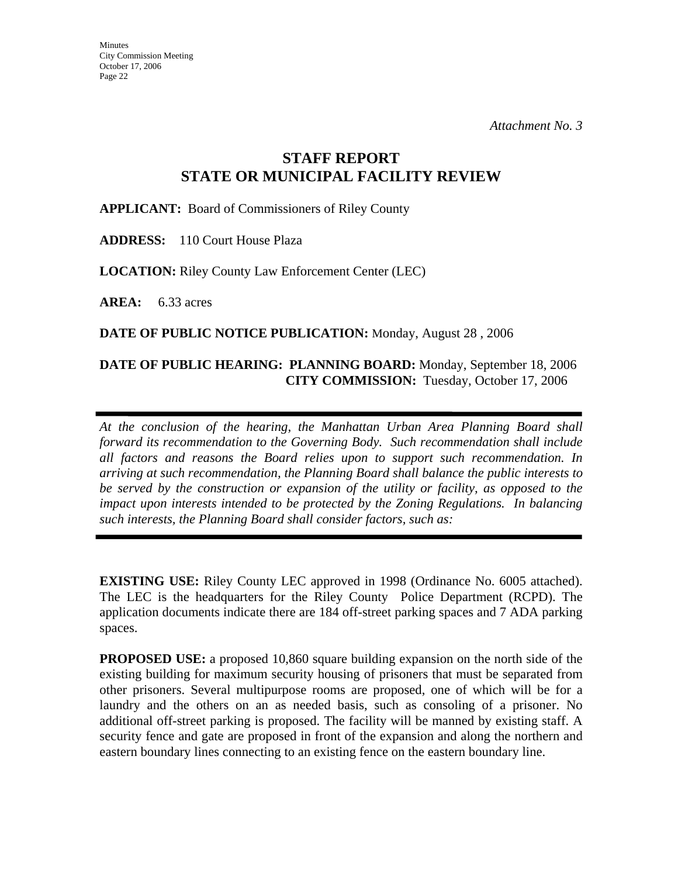*Attachment No. 3*

# STAFF REPORT
# STATE OR MUNICIPAL FACILITY REVIEW

**APPLICANT:** Board of Commissioners of Riley County

**ADDRESS:** 110 Court House Plaza

**LOCATION:** Riley County Law Enforcement Center (LEC)

**AREA:** 6.33 acres

**DATE OF PUBLIC NOTICE PUBLICATION:** Monday, August 28 , 2006

**DATE OF PUBLIC HEARING: PLANNING BOARD:** Monday, September 18, 2006
**CITY COMMISSION:** Tuesday, October 17, 2006

---

*At the conclusion of the hearing, the Manhattan Urban Area Planning Board shall forward its recommendation to the Governing Body. Such recommendation shall include all factors and reasons the Board relies upon to support such recommendation. In arriving at such recommendation, the Planning Board shall balance the public interests to be served by the construction or expansion of the utility or facility, as opposed to the impact upon interests intended to be protected by the Zoning Regulations. In balancing such interests, the Planning Board shall consider factors, such as:*

---

**EXISTING USE:** Riley County LEC approved in 1998 (Ordinance No. 6005 attached). The LEC is the headquarters for the Riley County Police Department (RCPD). The application documents indicate there are 184 off-street parking spaces and 7 ADA parking spaces.

**PROPOSED USE:** a proposed 10,860 square building expansion on the north side of the existing building for maximum security housing of prisoners that must be separated from other prisoners. Several multipurpose rooms are proposed, one of which will be for a laundry and the others on an as needed basis, such as consoling of a prisoner. No additional off-street parking is proposed. The facility will be manned by existing staff. A security fence and gate are proposed in front of the expansion and along the northern and eastern boundary lines connecting to an existing fence on the eastern boundary line.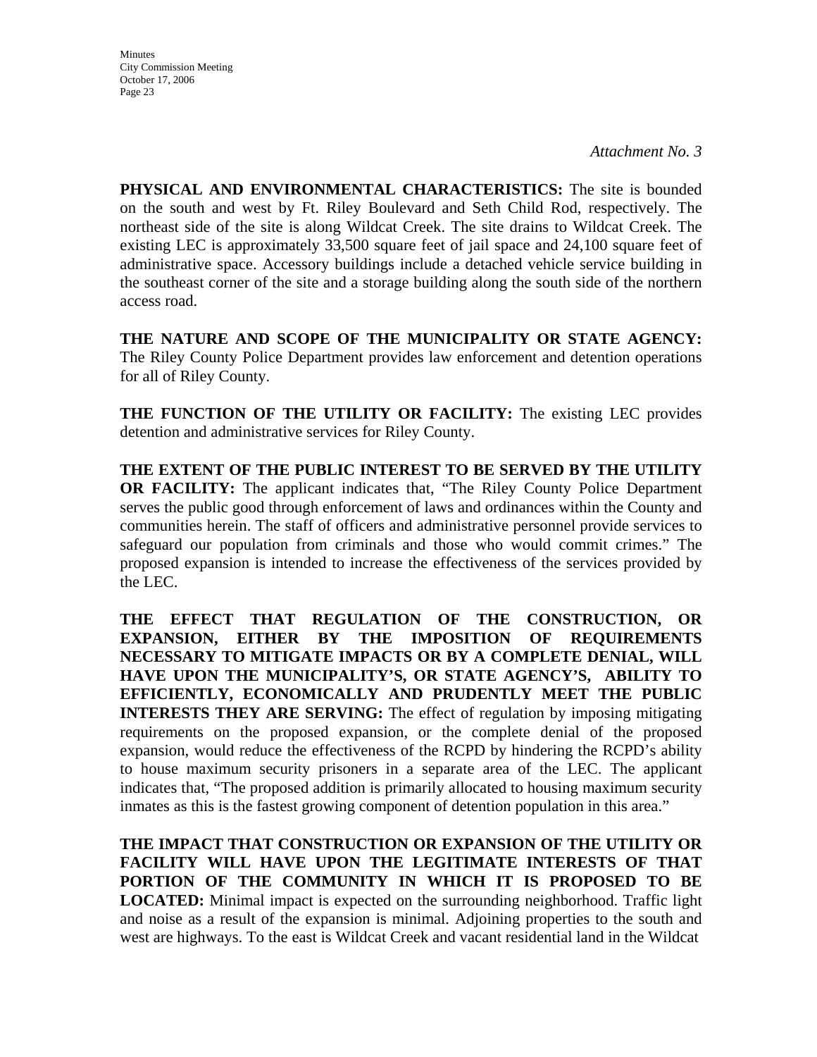*Attachment No. 3*

**PHYSICAL AND ENVIRONMENTAL CHARACTERISTICS:** The site is bounded on the south and west by Ft. Riley Boulevard and Seth Child Rod, respectively. The northeast side of the site is along Wildcat Creek. The site drains to Wildcat Creek. The existing LEC is approximately 33,500 square feet of jail space and 24,100 square feet of administrative space. Accessory buildings include a detached vehicle service building in the southeast corner of the site and a storage building along the south side of the northern access road.

**THE NATURE AND SCOPE OF THE MUNICIPALITY OR STATE AGENCY:** The Riley County Police Department provides law enforcement and detention operations for all of Riley County.

**THE FUNCTION OF THE UTILITY OR FACILITY:** The existing LEC provides detention and administrative services for Riley County.

**THE EXTENT OF THE PUBLIC INTEREST TO BE SERVED BY THE UTILITY OR FACILITY:** The applicant indicates that, "The Riley County Police Department serves the public good through enforcement of laws and ordinances within the County and communities herein. The staff of officers and administrative personnel provide services to safeguard our population from criminals and those who would commit crimes." The proposed expansion is intended to increase the effectiveness of the services provided by the LEC.

**THE EFFECT THAT REGULATION OF THE CONSTRUCTION, OR EXPANSION, EITHER BY THE IMPOSITION OF REQUIREMENTS NECESSARY TO MITIGATE IMPACTS OR BY A COMPLETE DENIAL, WILL HAVE UPON THE MUNICIPALITY'S, OR STATE AGENCY'S, ABILITY TO EFFICIENTLY, ECONOMICALLY AND PRUDENTLY MEET THE PUBLIC INTERESTS THEY ARE SERVING:** The effect of regulation by imposing mitigating requirements on the proposed expansion, or the complete denial of the proposed expansion, would reduce the effectiveness of the RCPD by hindering the RCPD's ability to house maximum security prisoners in a separate area of the LEC. The applicant indicates that, "The proposed addition is primarily allocated to housing maximum security inmates as this is the fastest growing component of detention population in this area."

**THE IMPACT THAT CONSTRUCTION OR EXPANSION OF THE UTILITY OR FACILITY WILL HAVE UPON THE LEGITIMATE INTERESTS OF THAT PORTION OF THE COMMUNITY IN WHICH IT IS PROPOSED TO BE LOCATED:** Minimal impact is expected on the surrounding neighborhood. Traffic light and noise as a result of the expansion is minimal. Adjoining properties to the south and west are highways. To the east is Wildcat Creek and vacant residential land in the Wildcat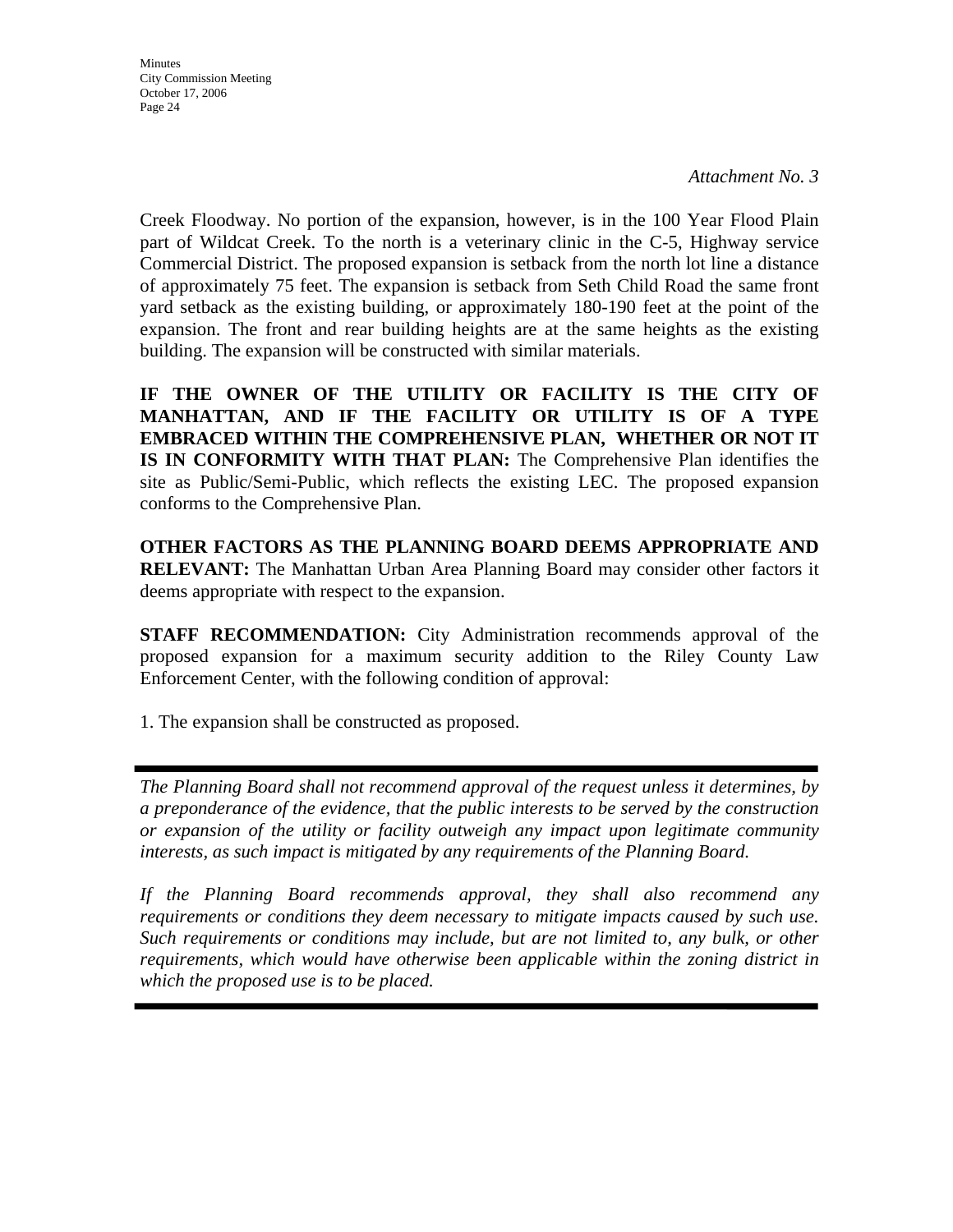*Attachment No. 3*

Creek Floodway. No portion of the expansion, however, is in the 100 Year Flood Plain part of Wildcat Creek. To the north is a veterinary clinic in the C-5, Highway service Commercial District. The proposed expansion is setback from the north lot line a distance of approximately 75 feet. The expansion is setback from Seth Child Road the same front yard setback as the existing building, or approximately 180-190 feet at the point of the expansion. The front and rear building heights are at the same heights as the existing building. The expansion will be constructed with similar materials.

**IF THE OWNER OF THE UTILITY OR FACILITY IS THE CITY OF MANHATTAN, AND IF THE FACILITY OR UTILITY IS OF A TYPE EMBRACED WITHIN THE COMPREHENSIVE PLAN, WHETHER OR NOT IT IS IN CONFORMITY WITH THAT PLAN:** The Comprehensive Plan identifies the site as Public/Semi-Public, which reflects the existing LEC. The proposed expansion conforms to the Comprehensive Plan.

**OTHER FACTORS AS THE PLANNING BOARD DEEMS APPROPRIATE AND RELEVANT:** The Manhattan Urban Area Planning Board may consider other factors it deems appropriate with respect to the expansion.

**STAFF RECOMMENDATION:** City Administration recommends approval of the proposed expansion for a maximum security addition to the Riley County Law Enforcement Center, with the following condition of approval:

1. The expansion shall be constructed as proposed.

---

*The Planning Board shall not recommend approval of the request unless it determines, by a preponderance of the evidence, that the public interests to be served by the construction or expansion of the utility or facility outweigh any impact upon legitimate community interests, as such impact is mitigated by any requirements of the Planning Board.*

*If the Planning Board recommends approval, they shall also recommend any requirements or conditions they deem necessary to mitigate impacts caused by such use. Such requirements or conditions may include, but are not limited to, any bulk, or other requirements, which would have otherwise been applicable within the zoning district in which the proposed use is to be placed.*

---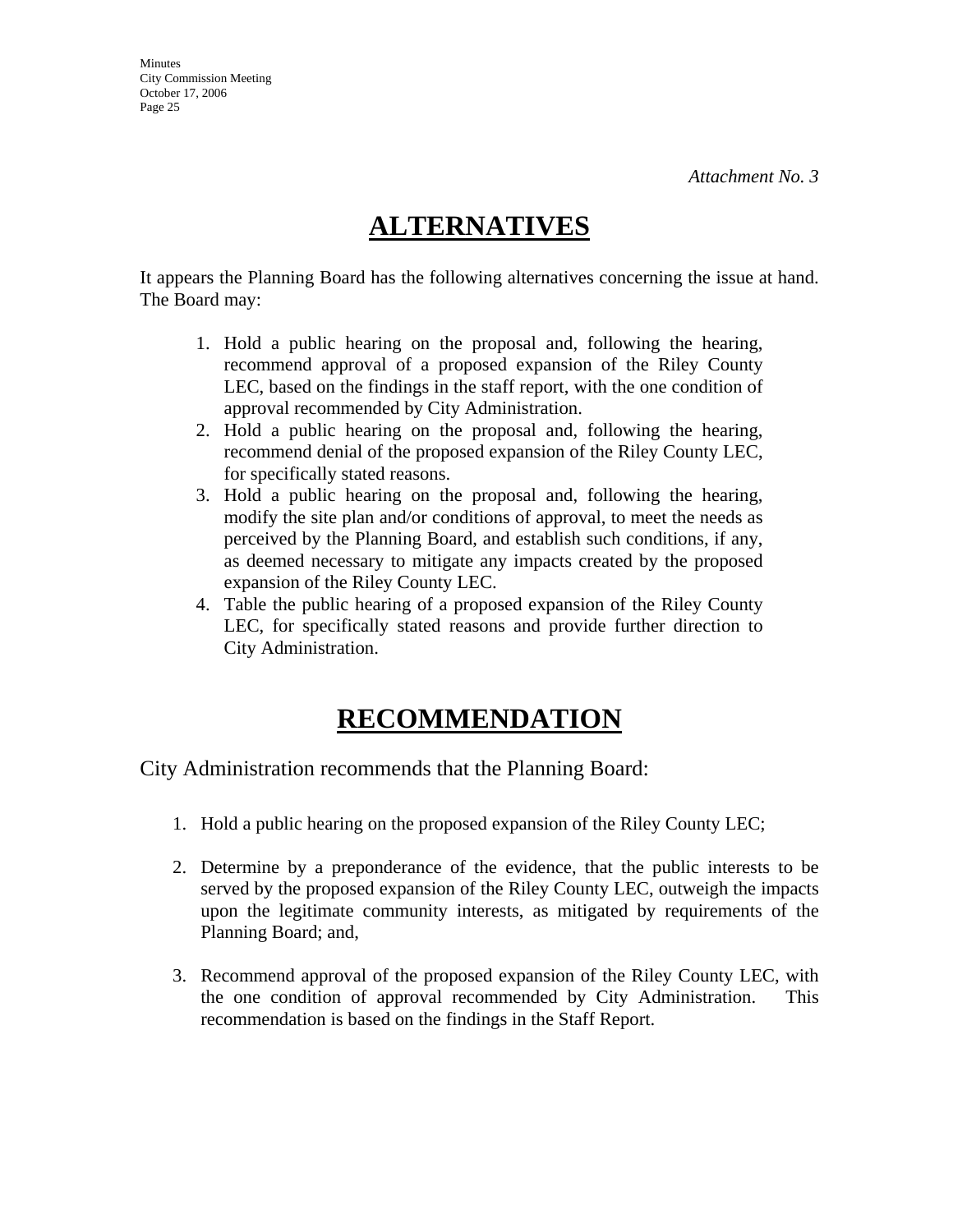*Attachment No. 3*

# ALTERNATIVES

It appears the Planning Board has the following alternatives concerning the issue at hand. The Board may:

1. Hold a public hearing on the proposal and, following the hearing, recommend approval of a proposed expansion of the Riley County LEC, based on the findings in the staff report, with the one condition of approval recommended by City Administration.
2. Hold a public hearing on the proposal and, following the hearing, recommend denial of the proposed expansion of the Riley County LEC, for specifically stated reasons.
3. Hold a public hearing on the proposal and, following the hearing, modify the site plan and/or conditions of approval, to meet the needs as perceived by the Planning Board, and establish such conditions, if any, as deemed necessary to mitigate any impacts created by the proposed expansion of the Riley County LEC.
4. Table the public hearing of a proposed expansion of the Riley County LEC, for specifically stated reasons and provide further direction to City Administration.

# RECOMMENDATION

City Administration recommends that the Planning Board:

1. Hold a public hearing on the proposed expansion of the Riley County LEC;
2. Determine by a preponderance of the evidence, that the public interests to be served by the proposed expansion of the Riley County LEC, outweigh the impacts upon the legitimate community interests, as mitigated by requirements of the Planning Board; and,
3. Recommend approval of the proposed expansion of the Riley County LEC, with the one condition of approval recommended by City Administration. This recommendation is based on the findings in the Staff Report.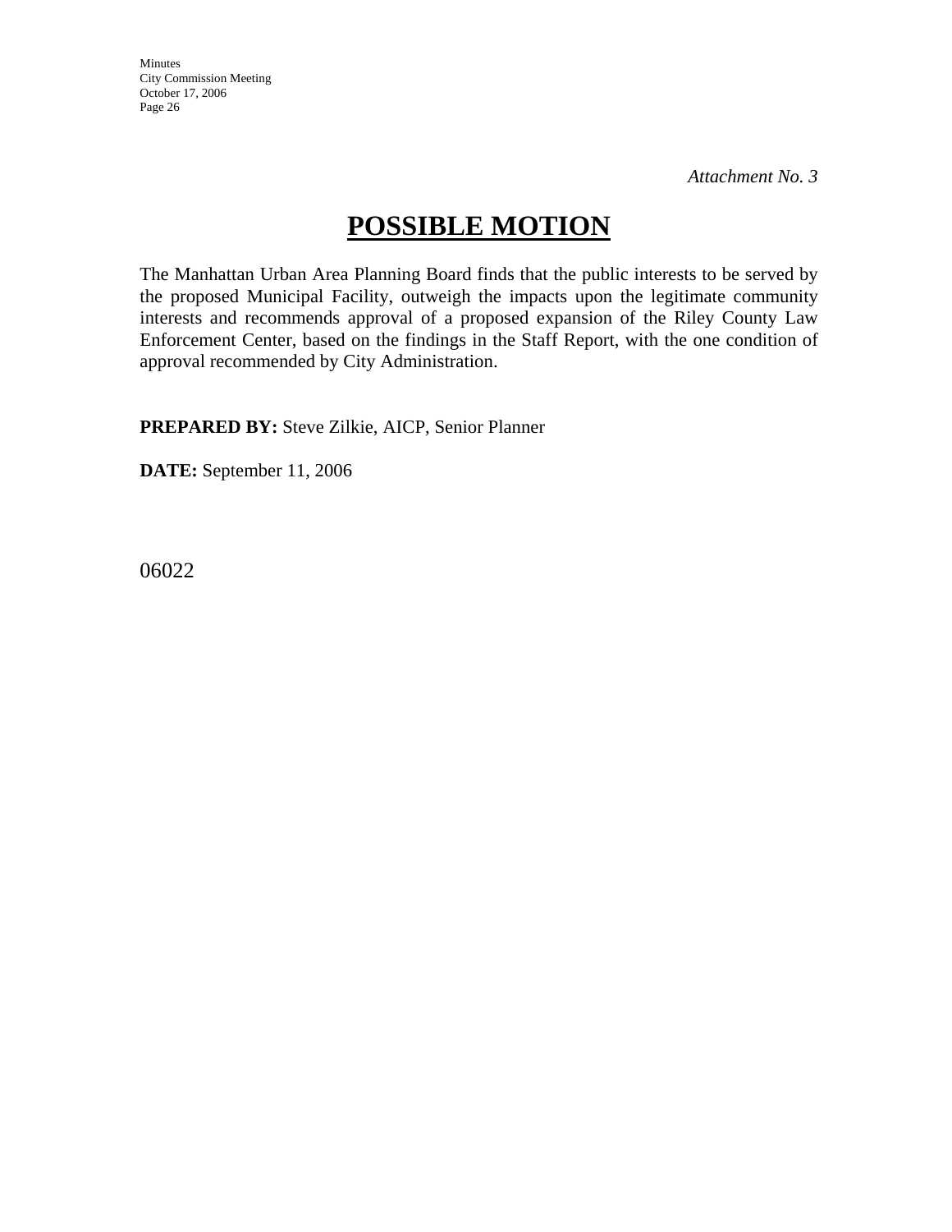*Attachment No. 3*

# POSSIBLE MOTION

The Manhattan Urban Area Planning Board finds that the public interests to be served by the proposed Municipal Facility, outweigh the impacts upon the legitimate community interests and recommends approval of a proposed expansion of the Riley County Law Enforcement Center, based on the findings in the Staff Report, with the one condition of approval recommended by City Administration.

**PREPARED BY:** Steve Zilkie, AICP, Senior Planner

**DATE:** September 11, 2006

06022